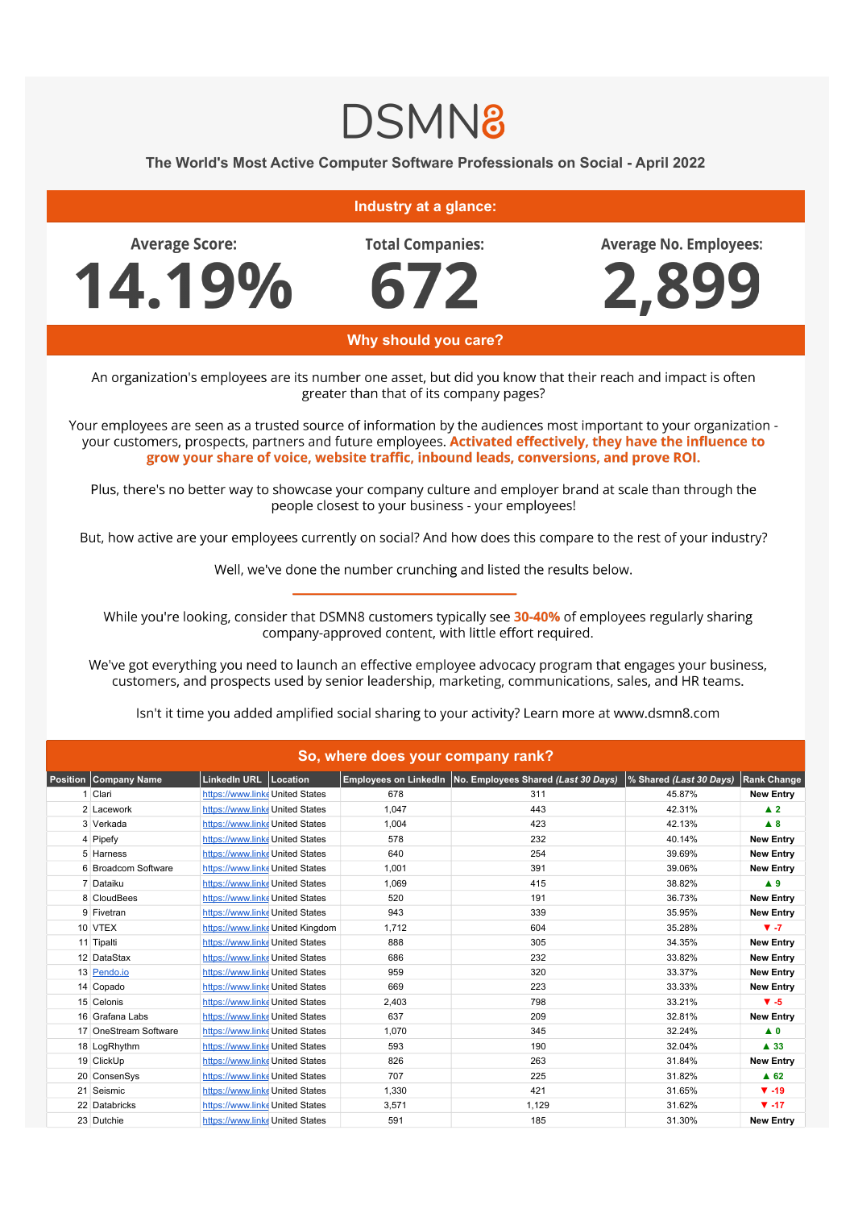# DSMN8

## The World's Most Active Computer Software Professionals on Social - April 2022

### Industry at a glance:

**Average Score:** 14.19%

**Total Companies:** 672

**Average No. Employees:** 2,899

### Why should you care?

An organization's employees are its number one asset, but did you know that their reach and impact is often greater than that of its company pages?

Your employees are seen as a trusted source of information by the audiences most important to your organization - your customers, prospects, partners and future employees. **Activated effectively, they have the influence to grow your share of voice, website traffic, inbound leads, conversions, and prove ROI.**

Plus, there's no better way to showcase your company culture and employer brand at scale than through the people closest to your business - your employees!

But, how active are your employees currently on social? And how does this compare to the rest of your industry?

Well, we've done the number crunching and listed the results below.

---

While you're looking, consider that DSMN8 customers typically see **30-40%** of employees regularly sharing company-approved content, with little effort required.

We've got everything you need to launch an effective employee advocacy program that engages your business, customers, and prospects used by senior leadership, marketing, communications, sales, and HR teams.

Isn't it time you added amplified social sharing to your activity? Learn more at www.dsmn8.com

### So, where does your company rank?

| Position | Company Name | LinkedIn URL | Location | Employees on LinkedIn | No. Employees Shared *(Last 30 Days)* | % Shared *(Last 30 Days)* | Rank Change |
|---|---|---|---|---|---|---|---|
| 1 | Clari | https://www.linke | United States | 678 | 311 | 45.87% | New Entry |
| 2 | Lacework | https://www.linke | United States | 1,047 | 443 | 42.31% | ▲ 2 |
| 3 | Verkada | https://www.linke | United States | 1,004 | 423 | 42.13% | ▲ 8 |
| 4 | Pipefy | https://www.linke | United States | 578 | 232 | 40.14% | New Entry |
| 5 | Harness | https://www.linke | United States | 640 | 254 | 39.69% | New Entry |
| 6 | Broadcom Software | https://www.linke | United States | 1,001 | 391 | 39.06% | New Entry |
| 7 | Dataiku | https://www.linke | United States | 1,069 | 415 | 38.82% | ▲ 9 |
| 8 | CloudBees | https://www.linke | United States | 520 | 191 | 36.73% | New Entry |
| 9 | Fivetran | https://www.linke | United States | 943 | 339 | 35.95% | New Entry |
| 10 | VTEX | https://www.linke | United Kingdom | 1,712 | 604 | 35.28% | ▼ -7 |
| 11 | Tipalti | https://www.linke | United States | 888 | 305 | 34.35% | New Entry |
| 12 | DataStax | https://www.linke | United States | 686 | 232 | 33.82% | New Entry |
| 13 | Pendo.io | https://www.linke | United States | 959 | 320 | 33.37% | New Entry |
| 14 | Copado | https://www.linke | United States | 669 | 223 | 33.33% | New Entry |
| 15 | Celonis | https://www.linke | United States | 2,403 | 798 | 33.21% | ▼ -5 |
| 16 | Grafana Labs | https://www.linke | United States | 637 | 209 | 32.81% | New Entry |
| 17 | OneStream Software | https://www.linke | United States | 1,070 | 345 | 32.24% | ▲ 0 |
| 18 | LogRhythm | https://www.linke | United States | 593 | 190 | 32.04% | ▲ 33 |
| 19 | ClickUp | https://www.linke | United States | 826 | 263 | 31.84% | New Entry |
| 20 | ConsenSys | https://www.linke | United States | 707 | 225 | 31.82% | ▲ 62 |
| 21 | Seismic | https://www.linke | United States | 1,330 | 421 | 31.65% | ▼ -19 |
| 22 | Databricks | https://www.linke | United States | 3,571 | 1,129 | 31.62% | ▼ -17 |
| 23 | Dutchie | https://www.linke | United States | 591 | 185 | 31.30% | New Entry |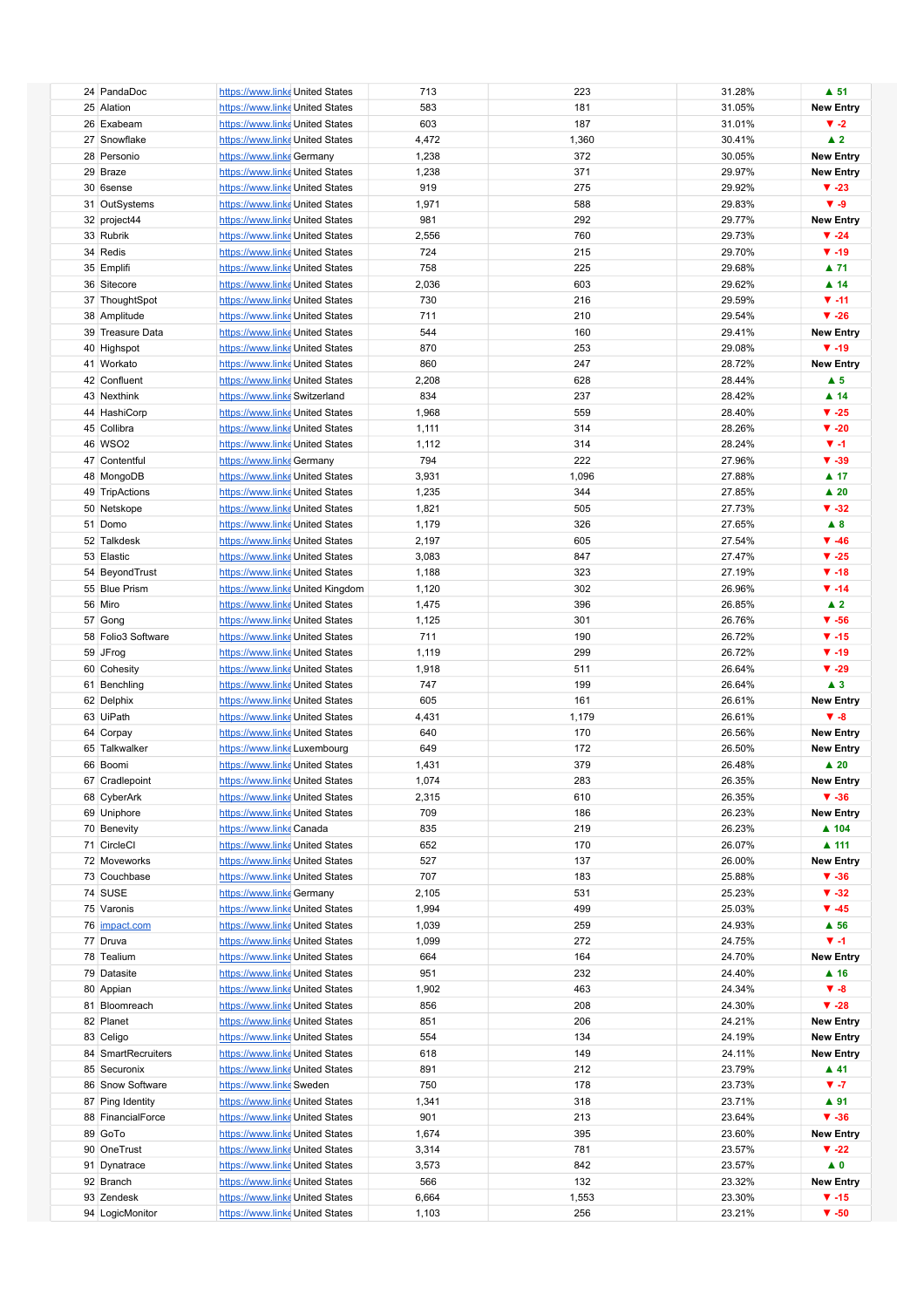| | | | | | | | |
|---|---|---|---|---|---|---|---|
| 24 | PandaDoc | https://www.linke | United States | 713 | 223 | 31.28% | ▲ 51 |
| 25 | Alation | https://www.linke | United States | 583 | 181 | 31.05% | New Entry |
| 26 | Exabeam | https://www.linke | United States | 603 | 187 | 31.01% | ▼ -2 |
| 27 | Snowflake | https://www.linke | United States | 4,472 | 1,360 | 30.41% | ▲ 2 |
| 28 | Personio | https://www.linke | Germany | 1,238 | 372 | 30.05% | New Entry |
| 29 | Braze | https://www.linke | United States | 1,238 | 371 | 29.97% | New Entry |
| 30 | 6sense | https://www.linke | United States | 919 | 275 | 29.92% | ▼ -23 |
| 31 | OutSystems | https://www.linke | United States | 1,971 | 588 | 29.83% | ▼ -9 |
| 32 | project44 | https://www.linke | United States | 981 | 292 | 29.77% | New Entry |
| 33 | Rubrik | https://www.linke | United States | 2,556 | 760 | 29.73% | ▼ -24 |
| 34 | Redis | https://www.linke | United States | 724 | 215 | 29.70% | ▼ -19 |
| 35 | Emplifi | https://www.linke | United States | 758 | 225 | 29.68% | ▲ 71 |
| 36 | Sitecore | https://www.linke | United States | 2,036 | 603 | 29.62% | ▲ 14 |
| 37 | ThoughtSpot | https://www.linke | United States | 730 | 216 | 29.59% | ▼ -11 |
| 38 | Amplitude | https://www.linke | United States | 711 | 210 | 29.54% | ▼ -26 |
| 39 | Treasure Data | https://www.linke | United States | 544 | 160 | 29.41% | New Entry |
| 40 | Highspot | https://www.linke | United States | 870 | 253 | 29.08% | ▼ -19 |
| 41 | Workato | https://www.linke | United States | 860 | 247 | 28.72% | New Entry |
| 42 | Confluent | https://www.linke | United States | 2,208 | 628 | 28.44% | ▲ 5 |
| 43 | Nexthink | https://www.linke | Switzerland | 834 | 237 | 28.42% | ▲ 14 |
| 44 | HashiCorp | https://www.linke | United States | 1,968 | 559 | 28.40% | ▼ -25 |
| 45 | Collibra | https://www.linke | United States | 1,111 | 314 | 28.26% | ▼ -20 |
| 46 | WSO2 | https://www.linke | United States | 1,112 | 314 | 28.24% | ▼ -1 |
| 47 | Contentful | https://www.linke | Germany | 794 | 222 | 27.96% | ▼ -39 |
| 48 | MongoDB | https://www.linke | United States | 3,931 | 1,096 | 27.88% | ▲ 17 |
| 49 | TripActions | https://www.linke | United States | 1,235 | 344 | 27.85% | ▲ 20 |
| 50 | Netskope | https://www.linke | United States | 1,821 | 505 | 27.73% | ▼ -32 |
| 51 | Domo | https://www.linke | United States | 1,179 | 326 | 27.65% | ▲ 8 |
| 52 | Talkdesk | https://www.linke | United States | 2,197 | 605 | 27.54% | ▼ -46 |
| 53 | Elastic | https://www.linke | United States | 3,083 | 847 | 27.47% | ▼ -25 |
| 54 | BeyondTrust | https://www.linke | United States | 1,188 | 323 | 27.19% | ▼ -18 |
| 55 | Blue Prism | https://www.linke | United Kingdom | 1,120 | 302 | 26.96% | ▼ -14 |
| 56 | Miro | https://www.linke | United States | 1,475 | 396 | 26.85% | ▲ 2 |
| 57 | Gong | https://www.linke | United States | 1,125 | 301 | 26.76% | ▼ -56 |
| 58 | Folio3 Software | https://www.linke | United States | 711 | 190 | 26.72% | ▼ -15 |
| 59 | JFrog | https://www.linke | United States | 1,119 | 299 | 26.72% | ▼ -19 |
| 60 | Cohesity | https://www.linke | United States | 1,918 | 511 | 26.64% | ▼ -29 |
| 61 | Benchling | https://www.linke | United States | 747 | 199 | 26.64% | ▲ 3 |
| 62 | Delphix | https://www.linke | United States | 605 | 161 | 26.61% | New Entry |
| 63 | UiPath | https://www.linke | United States | 4,431 | 1,179 | 26.61% | ▼ -8 |
| 64 | Corpay | https://www.linke | United States | 640 | 170 | 26.56% | New Entry |
| 65 | Talkwalker | https://www.linke | Luxembourg | 649 | 172 | 26.50% | New Entry |
| 66 | Boomi | https://www.linke | United States | 1,431 | 379 | 26.48% | ▲ 20 |
| 67 | Cradlepoint | https://www.linke | United States | 1,074 | 283 | 26.35% | New Entry |
| 68 | CyberArk | https://www.linke | United States | 2,315 | 610 | 26.35% | ▼ -36 |
| 69 | Uniphore | https://www.linke | United States | 709 | 186 | 26.23% | New Entry |
| 70 | Benevity | https://www.linke | Canada | 835 | 219 | 26.23% | ▲ 104 |
| 71 | CircleCI | https://www.linke | United States | 652 | 170 | 26.07% | ▲ 111 |
| 72 | Moveworks | https://www.linke | United States | 527 | 137 | 26.00% | New Entry |
| 73 | Couchbase | https://www.linke | United States | 707 | 183 | 25.88% | ▼ -36 |
| 74 | SUSE | https://www.linke | Germany | 2,105 | 531 | 25.23% | ▼ -32 |
| 75 | Varonis | https://www.linke | United States | 1,994 | 499 | 25.03% | ▼ -45 |
| 76 | impact.com | https://www.linke | United States | 1,039 | 259 | 24.93% | ▲ 56 |
| 77 | Druva | https://www.linke | United States | 1,099 | 272 | 24.75% | ▼ -1 |
| 78 | Tealium | https://www.linke | United States | 664 | 164 | 24.70% | New Entry |
| 79 | Datasite | https://www.linke | United States | 951 | 232 | 24.40% | ▲ 16 |
| 80 | Appian | https://www.linke | United States | 1,902 | 463 | 24.34% | ▼ -8 |
| 81 | Bloomreach | https://www.linke | United States | 856 | 208 | 24.30% | ▼ -28 |
| 82 | Planet | https://www.linke | United States | 851 | 206 | 24.21% | New Entry |
| 83 | Celigo | https://www.linke | United States | 554 | 134 | 24.19% | New Entry |
| 84 | SmartRecruiters | https://www.linke | United States | 618 | 149 | 24.11% | New Entry |
| 85 | Securonix | https://www.linke | United States | 891 | 212 | 23.79% | ▲ 41 |
| 86 | Snow Software | https://www.linke | Sweden | 750 | 178 | 23.73% | ▼ -7 |
| 87 | Ping Identity | https://www.linke | United States | 1,341 | 318 | 23.71% | ▲ 91 |
| 88 | FinancialForce | https://www.linke | United States | 901 | 213 | 23.64% | ▼ -36 |
| 89 | GoTo | https://www.linke | United States | 1,674 | 395 | 23.60% | New Entry |
| 90 | OneTrust | https://www.linke | United States | 3,314 | 781 | 23.57% | ▼ -22 |
| 91 | Dynatrace | https://www.linke | United States | 3,573 | 842 | 23.57% | ▲ 0 |
| 92 | Branch | https://www.linke | United States | 566 | 132 | 23.32% | New Entry |
| 93 | Zendesk | https://www.linke | United States | 6,664 | 1,553 | 23.30% | ▼ -15 |
| 94 | LogicMonitor | https://www.linke | United States | 1,103 | 256 | 23.21% | ▼ -50 |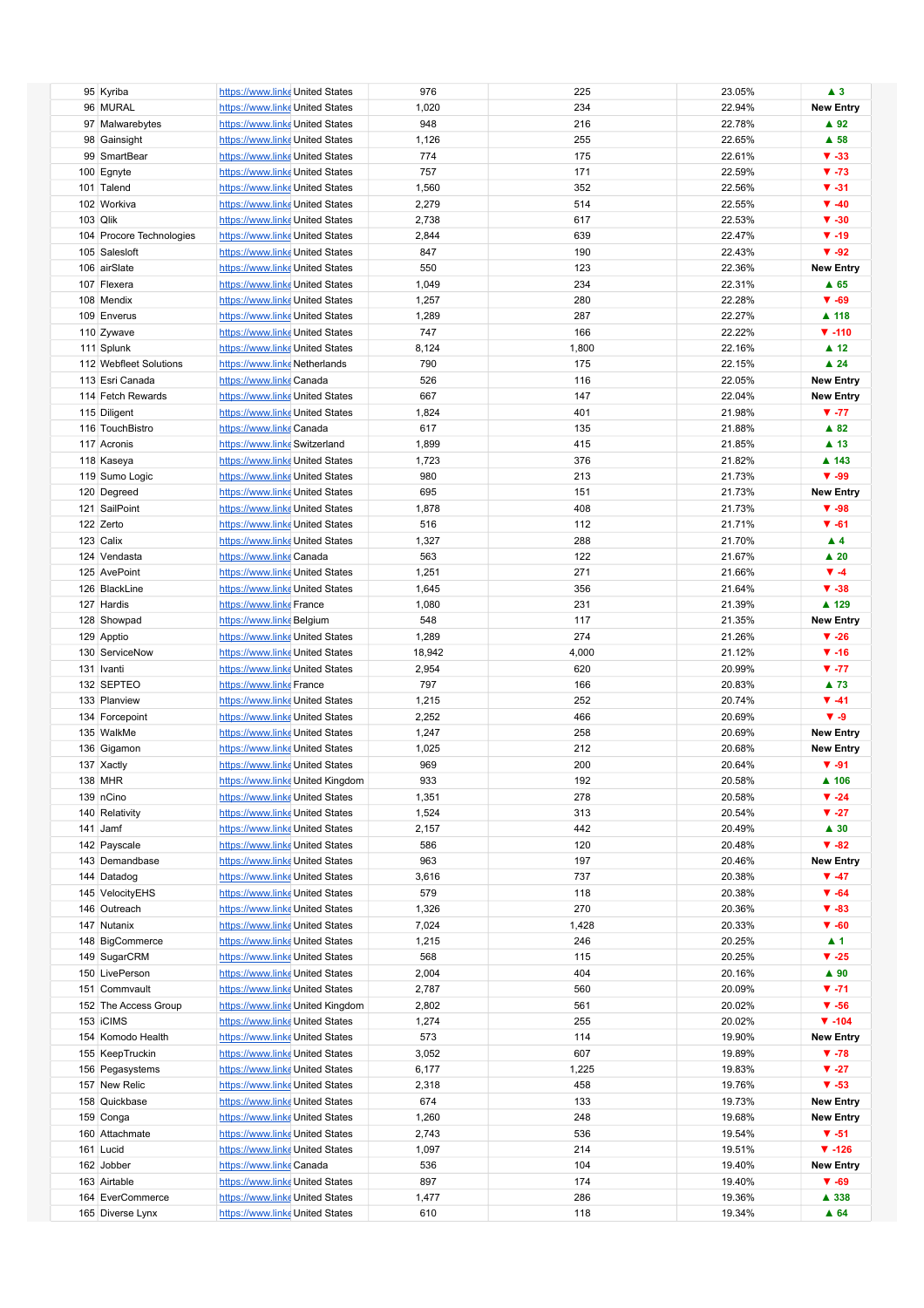| | | | | | | | |
|---|---|---|---|---|---|---|---|
| 95 | Kyriba | https://www.linke | United States | 976 | 225 | 23.05% | ▲ 3 |
| 96 | MURAL | https://www.linke | United States | 1,020 | 234 | 22.94% | New Entry |
| 97 | Malwarebytes | https://www.linke | United States | 948 | 216 | 22.78% | ▲ 92 |
| 98 | Gainsight | https://www.linke | United States | 1,126 | 255 | 22.65% | ▲ 58 |
| 99 | SmartBear | https://www.linke | United States | 774 | 175 | 22.61% | ▼ -33 |
| 100 | Egnyte | https://www.linke | United States | 757 | 171 | 22.59% | ▼ -73 |
| 101 | Talend | https://www.linke | United States | 1,560 | 352 | 22.56% | ▼ -31 |
| 102 | Workiva | https://www.linke | United States | 2,279 | 514 | 22.55% | ▼ -40 |
| 103 | Qlik | https://www.linke | United States | 2,738 | 617 | 22.53% | ▼ -30 |
| 104 | Procore Technologies | https://www.linke | United States | 2,844 | 639 | 22.47% | ▼ -19 |
| 105 | Salesloft | https://www.linke | United States | 847 | 190 | 22.43% | ▼ -92 |
| 106 | airSlate | https://www.linke | United States | 550 | 123 | 22.36% | New Entry |
| 107 | Flexera | https://www.linke | United States | 1,049 | 234 | 22.31% | ▲ 65 |
| 108 | Mendix | https://www.linke | United States | 1,257 | 280 | 22.28% | ▼ -69 |
| 109 | Enverus | https://www.linke | United States | 1,289 | 287 | 22.27% | ▲ 118 |
| 110 | Zywave | https://www.linke | United States | 747 | 166 | 22.22% | ▼ -110 |
| 111 | Splunk | https://www.linke | United States | 8,124 | 1,800 | 22.16% | ▲ 12 |
| 112 | Webfleet Solutions | https://www.linke | Netherlands | 790 | 175 | 22.15% | ▲ 24 |
| 113 | Esri Canada | https://www.linke | Canada | 526 | 116 | 22.05% | New Entry |
| 114 | Fetch Rewards | https://www.linke | United States | 667 | 147 | 22.04% | New Entry |
| 115 | Diligent | https://www.linke | United States | 1,824 | 401 | 21.98% | ▼ -77 |
| 116 | TouchBistro | https://www.linke | Canada | 617 | 135 | 21.88% | ▲ 82 |
| 117 | Acronis | https://www.linke | Switzerland | 1,899 | 415 | 21.85% | ▲ 13 |
| 118 | Kaseya | https://www.linke | United States | 1,723 | 376 | 21.82% | ▲ 143 |
| 119 | Sumo Logic | https://www.linke | United States | 980 | 213 | 21.73% | ▼ -99 |
| 120 | Degreed | https://www.linke | United States | 695 | 151 | 21.73% | New Entry |
| 121 | SailPoint | https://www.linke | United States | 1,878 | 408 | 21.73% | ▼ -98 |
| 122 | Zerto | https://www.linke | United States | 516 | 112 | 21.71% | ▼ -61 |
| 123 | Calix | https://www.linke | United States | 1,327 | 288 | 21.70% | ▲ 4 |
| 124 | Vendasta | https://www.linke | Canada | 563 | 122 | 21.67% | ▲ 20 |
| 125 | AvePoint | https://www.linke | United States | 1,251 | 271 | 21.66% | ▼ -4 |
| 126 | BlackLine | https://www.linke | United States | 1,645 | 356 | 21.64% | ▼ -38 |
| 127 | Hardis | https://www.linke | France | 1,080 | 231 | 21.39% | ▲ 129 |
| 128 | Showpad | https://www.linke | Belgium | 548 | 117 | 21.35% | New Entry |
| 129 | Apptio | https://www.linke | United States | 1,289 | 274 | 21.26% | ▼ -26 |
| 130 | ServiceNow | https://www.linke | United States | 18,942 | 4,000 | 21.12% | ▼ -16 |
| 131 | Ivanti | https://www.linke | United States | 2,954 | 620 | 20.99% | ▼ -77 |
| 132 | SEPTEO | https://www.linke | France | 797 | 166 | 20.83% | ▲ 73 |
| 133 | Planview | https://www.linke | United States | 1,215 | 252 | 20.74% | ▼ -41 |
| 134 | Forcepoint | https://www.linke | United States | 2,252 | 466 | 20.69% | ▼ -9 |
| 135 | WalkMe | https://www.linke | United States | 1,247 | 258 | 20.69% | New Entry |
| 136 | Gigamon | https://www.linke | United States | 1,025 | 212 | 20.68% | New Entry |
| 137 | Xactly | https://www.linke | United States | 969 | 200 | 20.64% | ▼ -91 |
| 138 | MHR | https://www.linke | United Kingdom | 933 | 192 | 20.58% | ▲ 106 |
| 139 | nCino | https://www.linke | United States | 1,351 | 278 | 20.58% | ▼ -24 |
| 140 | Relativity | https://www.linke | United States | 1,524 | 313 | 20.54% | ▼ -27 |
| 141 | Jamf | https://www.linke | United States | 2,157 | 442 | 20.49% | ▲ 30 |
| 142 | Payscale | https://www.linke | United States | 586 | 120 | 20.48% | ▼ -82 |
| 143 | Demandbase | https://www.linke | United States | 963 | 197 | 20.46% | New Entry |
| 144 | Datadog | https://www.linke | United States | 3,616 | 737 | 20.38% | ▼ -47 |
| 145 | VelocityEHS | https://www.linke | United States | 579 | 118 | 20.38% | ▼ -64 |
| 146 | Outreach | https://www.linke | United States | 1,326 | 270 | 20.36% | ▼ -83 |
| 147 | Nutanix | https://www.linke | United States | 7,024 | 1,428 | 20.33% | ▼ -60 |
| 148 | BigCommerce | https://www.linke | United States | 1,215 | 246 | 20.25% | ▲ 1 |
| 149 | SugarCRM | https://www.linke | United States | 568 | 115 | 20.25% | ▼ -25 |
| 150 | LivePerson | https://www.linke | United States | 2,004 | 404 | 20.16% | ▲ 90 |
| 151 | Commvault | https://www.linke | United States | 2,787 | 560 | 20.09% | ▼ -71 |
| 152 | The Access Group | https://www.linke | United Kingdom | 2,802 | 561 | 20.02% | ▼ -56 |
| 153 | iCIMS | https://www.linke | United States | 1,274 | 255 | 20.02% | ▼ -104 |
| 154 | Komodo Health | https://www.linke | United States | 573 | 114 | 19.90% | New Entry |
| 155 | KeepTruckin | https://www.linke | United States | 3,052 | 607 | 19.89% | ▼ -78 |
| 156 | Pegasystems | https://www.linke | United States | 6,177 | 1,225 | 19.83% | ▼ -27 |
| 157 | New Relic | https://www.linke | United States | 2,318 | 458 | 19.76% | ▼ -53 |
| 158 | Quickbase | https://www.linke | United States | 674 | 133 | 19.73% | New Entry |
| 159 | Conga | https://www.linke | United States | 1,260 | 248 | 19.68% | New Entry |
| 160 | Attachmate | https://www.linke | United States | 2,743 | 536 | 19.54% | ▼ -51 |
| 161 | Lucid | https://www.linke | United States | 1,097 | 214 | 19.51% | ▼ -126 |
| 162 | Jobber | https://www.linke | Canada | 536 | 104 | 19.40% | New Entry |
| 163 | Airtable | https://www.linke | United States | 897 | 174 | 19.40% | ▼ -69 |
| 164 | EverCommerce | https://www.linke | United States | 1,477 | 286 | 19.36% | ▲ 338 |
| 165 | Diverse Lynx | https://www.linke | United States | 610 | 118 | 19.34% | ▲ 64 |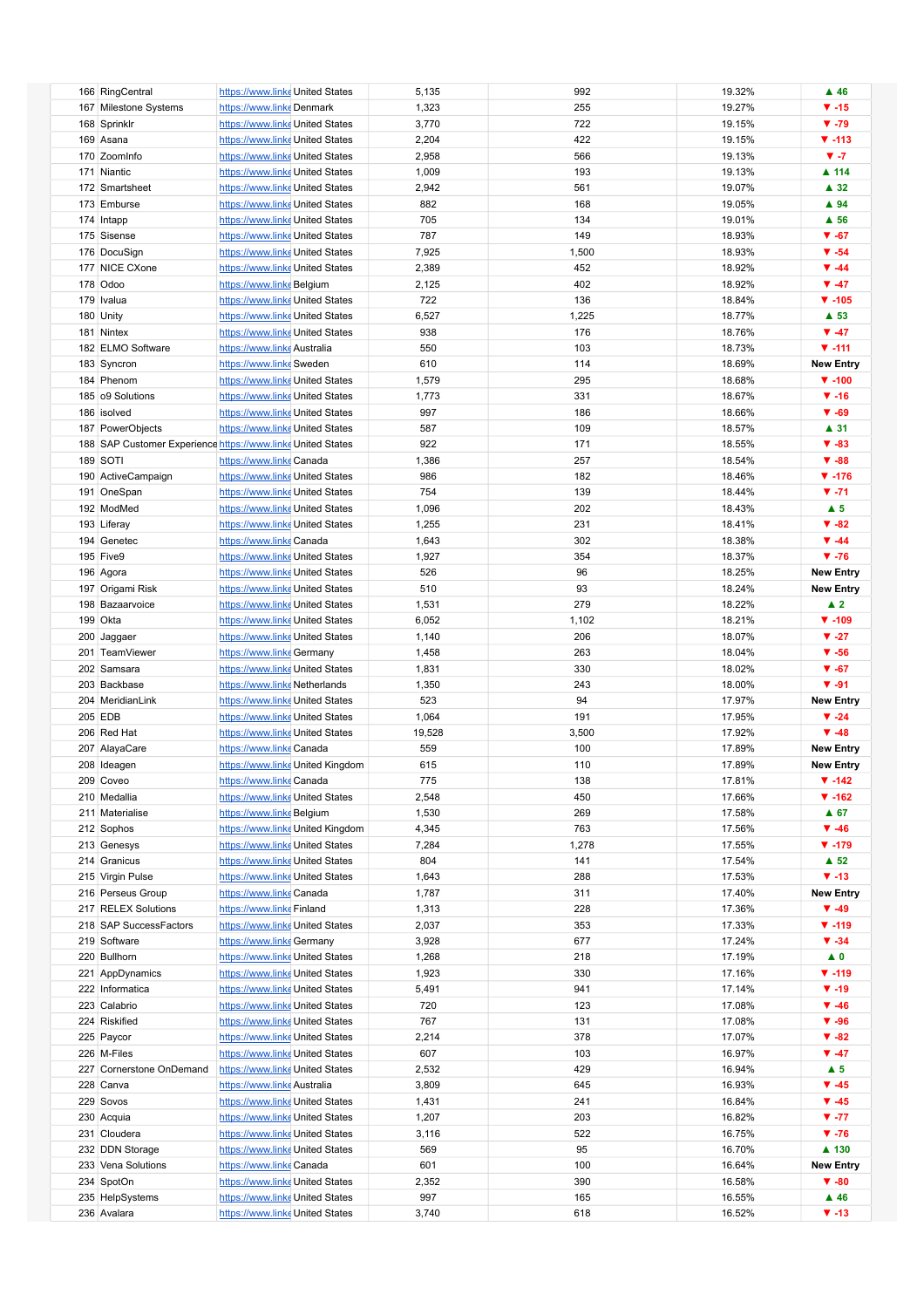| | | | | | | | |
|---|---|---|---|---|---|---|---|
| 166 | RingCentral | https://www.linke | United States | 5,135 | 992 | 19.32% | ▲ 46 |
| 167 | Milestone Systems | https://www.linke | Denmark | 1,323 | 255 | 19.27% | ▼ -15 |
| 168 | Sprinklr | https://www.linke | United States | 3,770 | 722 | 19.15% | ▼ -79 |
| 169 | Asana | https://www.linke | United States | 2,204 | 422 | 19.15% | ▼ -113 |
| 170 | ZoomInfo | https://www.linke | United States | 2,958 | 566 | 19.13% | ▼ -7 |
| 171 | Niantic | https://www.linke | United States | 1,009 | 193 | 19.13% | ▲ 114 |
| 172 | Smartsheet | https://www.linke | United States | 2,942 | 561 | 19.07% | ▲ 32 |
| 173 | Emburse | https://www.linke | United States | 882 | 168 | 19.05% | ▲ 94 |
| 174 | Intapp | https://www.linke | United States | 705 | 134 | 19.01% | ▲ 56 |
| 175 | Sisense | https://www.linke | United States | 787 | 149 | 18.93% | ▼ -67 |
| 176 | DocuSign | https://www.linke | United States | 7,925 | 1,500 | 18.93% | ▼ -54 |
| 177 | NICE CXone | https://www.linke | United States | 2,389 | 452 | 18.92% | ▼ -44 |
| 178 | Odoo | https://www.linke | Belgium | 2,125 | 402 | 18.92% | ▼ -47 |
| 179 | Ivalua | https://www.linke | United States | 722 | 136 | 18.84% | ▼ -105 |
| 180 | Unity | https://www.linke | United States | 6,527 | 1,225 | 18.77% | ▲ 53 |
| 181 | Nintex | https://www.linke | United States | 938 | 176 | 18.76% | ▼ -47 |
| 182 | ELMO Software | https://www.linke | Australia | 550 | 103 | 18.73% | ▼ -111 |
| 183 | Syncron | https://www.linke | Sweden | 610 | 114 | 18.69% | New Entry |
| 184 | Phenom | https://www.linke | United States | 1,579 | 295 | 18.68% | ▼ -100 |
| 185 | o9 Solutions | https://www.linke | United States | 1,773 | 331 | 18.67% | ▼ -16 |
| 186 | isolved | https://www.linke | United States | 997 | 186 | 18.66% | ▼ -69 |
| 187 | PowerObjects | https://www.linke | United States | 587 | 109 | 18.57% | ▲ 31 |
| 188 | SAP Customer Experience | https://www.linke | United States | 922 | 171 | 18.55% | ▼ -83 |
| 189 | SOTI | https://www.linke | Canada | 1,386 | 257 | 18.54% | ▼ -88 |
| 190 | ActiveCampaign | https://www.linke | United States | 986 | 182 | 18.46% | ▼ -176 |
| 191 | OneSpan | https://www.linke | United States | 754 | 139 | 18.44% | ▼ -71 |
| 192 | ModMed | https://www.linke | United States | 1,096 | 202 | 18.43% | ▲ 5 |
| 193 | Liferay | https://www.linke | United States | 1,255 | 231 | 18.41% | ▼ -82 |
| 194 | Genetec | https://www.linke | Canada | 1,643 | 302 | 18.38% | ▼ -44 |
| 195 | Five9 | https://www.linke | United States | 1,927 | 354 | 18.37% | ▼ -76 |
| 196 | Agora | https://www.linke | United States | 526 | 96 | 18.25% | New Entry |
| 197 | Origami Risk | https://www.linke | United States | 510 | 93 | 18.24% | New Entry |
| 198 | Bazaarvoice | https://www.linke | United States | 1,531 | 279 | 18.22% | ▲ 2 |
| 199 | Okta | https://www.linke | United States | 6,052 | 1,102 | 18.21% | ▼ -109 |
| 200 | Jaggaer | https://www.linke | United States | 1,140 | 206 | 18.07% | ▼ -27 |
| 201 | TeamViewer | https://www.linke | Germany | 1,458 | 263 | 18.04% | ▼ -56 |
| 202 | Samsara | https://www.linke | United States | 1,831 | 330 | 18.02% | ▼ -67 |
| 203 | Backbase | https://www.linke | Netherlands | 1,350 | 243 | 18.00% | ▼ -91 |
| 204 | MeridianLink | https://www.linke | United States | 523 | 94 | 17.97% | New Entry |
| 205 | EDB | https://www.linke | United States | 1,064 | 191 | 17.95% | ▼ -24 |
| 206 | Red Hat | https://www.linke | United States | 19,528 | 3,500 | 17.92% | ▼ -48 |
| 207 | AlayaCare | https://www.linke | Canada | 559 | 100 | 17.89% | New Entry |
| 208 | Ideagen | https://www.linke | United Kingdom | 615 | 110 | 17.89% | New Entry |
| 209 | Coveo | https://www.linke | Canada | 775 | 138 | 17.81% | ▼ -142 |
| 210 | Medallia | https://www.linke | United States | 2,548 | 450 | 17.66% | ▼ -162 |
| 211 | Materialise | https://www.linke | Belgium | 1,530 | 269 | 17.58% | ▲ 67 |
| 212 | Sophos | https://www.linke | United Kingdom | 4,345 | 763 | 17.56% | ▼ -46 |
| 213 | Genesys | https://www.linke | United States | 7,284 | 1,278 | 17.55% | ▼ -179 |
| 214 | Granicus | https://www.linke | United States | 804 | 141 | 17.54% | ▲ 52 |
| 215 | Virgin Pulse | https://www.linke | United States | 1,643 | 288 | 17.53% | ▼ -13 |
| 216 | Perseus Group | https://www.linke | Canada | 1,787 | 311 | 17.40% | New Entry |
| 217 | RELEX Solutions | https://www.linke | Finland | 1,313 | 228 | 17.36% | ▼ -49 |
| 218 | SAP SuccessFactors | https://www.linke | United States | 2,037 | 353 | 17.33% | ▼ -119 |
| 219 | Software | https://www.linke | Germany | 3,928 | 677 | 17.24% | ▼ -34 |
| 220 | Bullhorn | https://www.linke | United States | 1,268 | 218 | 17.19% | ▲ 0 |
| 221 | AppDynamics | https://www.linke | United States | 1,923 | 330 | 17.16% | ▼ -119 |
| 222 | Informatica | https://www.linke | United States | 5,491 | 941 | 17.14% | ▼ -19 |
| 223 | Calabrio | https://www.linke | United States | 720 | 123 | 17.08% | ▼ -46 |
| 224 | Riskified | https://www.linke | United States | 767 | 131 | 17.08% | ▼ -96 |
| 225 | Paycor | https://www.linke | United States | 2,214 | 378 | 17.07% | ▼ -82 |
| 226 | M-Files | https://www.linke | United States | 607 | 103 | 16.97% | ▼ -47 |
| 227 | Cornerstone OnDemand | https://www.linke | United States | 2,532 | 429 | 16.94% | ▲ 5 |
| 228 | Canva | https://www.linke | Australia | 3,809 | 645 | 16.93% | ▼ -45 |
| 229 | Sovos | https://www.linke | United States | 1,431 | 241 | 16.84% | ▼ -45 |
| 230 | Acquia | https://www.linke | United States | 1,207 | 203 | 16.82% | ▼ -77 |
| 231 | Cloudera | https://www.linke | United States | 3,116 | 522 | 16.75% | ▼ -76 |
| 232 | DDN Storage | https://www.linke | United States | 569 | 95 | 16.70% | ▲ 130 |
| 233 | Vena Solutions | https://www.linke | Canada | 601 | 100 | 16.64% | New Entry |
| 234 | SpotOn | https://www.linke | United States | 2,352 | 390 | 16.58% | ▼ -80 |
| 235 | HelpSystems | https://www.linke | United States | 997 | 165 | 16.55% | ▲ 46 |
| 236 | Avalara | https://www.linke | United States | 3,740 | 618 | 16.52% | ▼ -13 |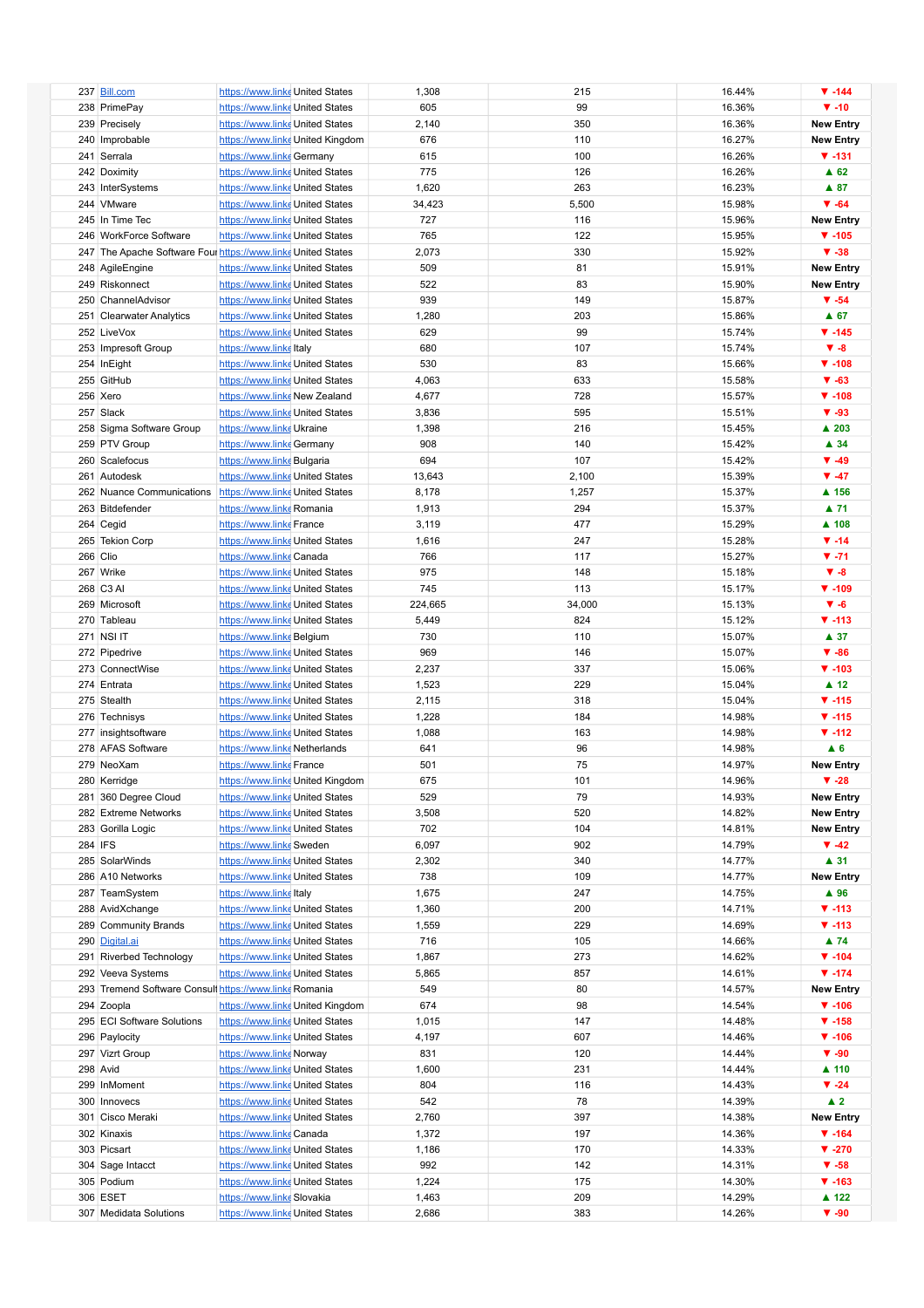| | | | | | | | |
|---|---|---|---|---|---|---|---|
| 237 | Bill.com | https://www.linke | United States | 1,308 | 215 | 16.44% | ▼ -144 |
| 238 | PrimePay | https://www.linke | United States | 605 | 99 | 16.36% | ▼ -10 |
| 239 | Precisely | https://www.linke | United States | 2,140 | 350 | 16.36% | New Entry |
| 240 | Improbable | https://www.linke | United Kingdom | 676 | 110 | 16.27% | New Entry |
| 241 | Serrala | https://www.linke | Germany | 615 | 100 | 16.26% | ▼ -131 |
| 242 | Doximity | https://www.linke | United States | 775 | 126 | 16.26% | ▲ 62 |
| 243 | InterSystems | https://www.linke | United States | 1,620 | 263 | 16.23% | ▲ 87 |
| 244 | VMware | https://www.linke | United States | 34,423 | 5,500 | 15.98% | ▼ -64 |
| 245 | In Time Tec | https://www.linke | United States | 727 | 116 | 15.96% | New Entry |
| 246 | WorkForce Software | https://www.linke | United States | 765 | 122 | 15.95% | ▼ -105 |
| 247 | The Apache Software Foun | https://www.linke | United States | 2,073 | 330 | 15.92% | ▼ -38 |
| 248 | AgileEngine | https://www.linke | United States | 509 | 81 | 15.91% | New Entry |
| 249 | Riskonnect | https://www.linke | United States | 522 | 83 | 15.90% | New Entry |
| 250 | ChannelAdvisor | https://www.linke | United States | 939 | 149 | 15.87% | ▼ -54 |
| 251 | Clearwater Analytics | https://www.linke | United States | 1,280 | 203 | 15.86% | ▲ 67 |
| 252 | LiveVox | https://www.linke | United States | 629 | 99 | 15.74% | ▼ -145 |
| 253 | Impresoft Group | https://www.linke | Italy | 680 | 107 | 15.74% | ▼ -8 |
| 254 | InEight | https://www.linke | United States | 530 | 83 | 15.66% | ▼ -108 |
| 255 | GitHub | https://www.linke | United States | 4,063 | 633 | 15.58% | ▼ -63 |
| 256 | Xero | https://www.linke | New Zealand | 4,677 | 728 | 15.57% | ▼ -108 |
| 257 | Slack | https://www.linke | United States | 3,836 | 595 | 15.51% | ▼ -93 |
| 258 | Sigma Software Group | https://www.linke | Ukraine | 1,398 | 216 | 15.45% | ▲ 203 |
| 259 | PTV Group | https://www.linke | Germany | 908 | 140 | 15.42% | ▲ 34 |
| 260 | Scalefocus | https://www.linke | Bulgaria | 694 | 107 | 15.42% | ▼ -49 |
| 261 | Autodesk | https://www.linke | United States | 13,643 | 2,100 | 15.39% | ▼ -47 |
| 262 | Nuance Communications | https://www.linke | United States | 8,178 | 1,257 | 15.37% | ▲ 156 |
| 263 | Bitdefender | https://www.linke | Romania | 1,913 | 294 | 15.37% | ▲ 71 |
| 264 | Cegid | https://www.linke | France | 3,119 | 477 | 15.29% | ▲ 108 |
| 265 | Tekion Corp | https://www.linke | United States | 1,616 | 247 | 15.28% | ▼ -14 |
| 266 | Clio | https://www.linke | Canada | 766 | 117 | 15.27% | ▼ -71 |
| 267 | Wrike | https://www.linke | United States | 975 | 148 | 15.18% | ▼ -8 |
| 268 | C3 AI | https://www.linke | United States | 745 | 113 | 15.17% | ▼ -109 |
| 269 | Microsoft | https://www.linke | United States | 224,665 | 34,000 | 15.13% | ▼ -6 |
| 270 | Tableau | https://www.linke | United States | 5,449 | 824 | 15.12% | ▼ -113 |
| 271 | NSI IT | https://www.linke | Belgium | 730 | 110 | 15.07% | ▲ 37 |
| 272 | Pipedrive | https://www.linke | United States | 969 | 146 | 15.07% | ▼ -86 |
| 273 | ConnectWise | https://www.linke | United States | 2,237 | 337 | 15.06% | ▼ -103 |
| 274 | Entrata | https://www.linke | United States | 1,523 | 229 | 15.04% | ▲ 12 |
| 275 | Stealth | https://www.linke | United States | 2,115 | 318 | 15.04% | ▼ -115 |
| 276 | Technisys | https://www.linke | United States | 1,228 | 184 | 14.98% | ▼ -115 |
| 277 | insightsoftware | https://www.linke | United States | 1,088 | 163 | 14.98% | ▼ -112 |
| 278 | AFAS Software | https://www.linke | Netherlands | 641 | 96 | 14.98% | ▲ 6 |
| 279 | NeoXam | https://www.linke | France | 501 | 75 | 14.97% | New Entry |
| 280 | Kerridge | https://www.linke | United Kingdom | 675 | 101 | 14.96% | ▼ -28 |
| 281 | 360 Degree Cloud | https://www.linke | United States | 529 | 79 | 14.93% | New Entry |
| 282 | Extreme Networks | https://www.linke | United States | 3,508 | 520 | 14.82% | New Entry |
| 283 | Gorilla Logic | https://www.linke | United States | 702 | 104 | 14.81% | New Entry |
| 284 | IFS | https://www.linke | Sweden | 6,097 | 902 | 14.79% | ▼ -42 |
| 285 | SolarWinds | https://www.linke | United States | 2,302 | 340 | 14.77% | ▲ 31 |
| 286 | A10 Networks | https://www.linke | United States | 738 | 109 | 14.77% | New Entry |
| 287 | TeamSystem | https://www.linke | Italy | 1,675 | 247 | 14.75% | ▲ 96 |
| 288 | AvidXchange | https://www.linke | United States | 1,360 | 200 | 14.71% | ▼ -113 |
| 289 | Community Brands | https://www.linke | United States | 1,559 | 229 | 14.69% | ▼ -113 |
| 290 | Digital.ai | https://www.linke | United States | 716 | 105 | 14.66% | ▲ 74 |
| 291 | Riverbed Technology | https://www.linke | United States | 1,867 | 273 | 14.62% | ▼ -104 |
| 292 | Veeva Systems | https://www.linke | United States | 5,865 | 857 | 14.61% | ▼ -174 |
| 293 | Tremend Software Consult | https://www.linke | Romania | 549 | 80 | 14.57% | New Entry |
| 294 | Zoopla | https://www.linke | United Kingdom | 674 | 98 | 14.54% | ▼ -106 |
| 295 | ECI Software Solutions | https://www.linke | United States | 1,015 | 147 | 14.48% | ▼ -158 |
| 296 | Paylocity | https://www.linke | United States | 4,197 | 607 | 14.46% | ▼ -106 |
| 297 | Vizrt Group | https://www.linke | Norway | 831 | 120 | 14.44% | ▼ -90 |
| 298 | Avid | https://www.linke | United States | 1,600 | 231 | 14.44% | ▲ 110 |
| 299 | InMoment | https://www.linke | United States | 804 | 116 | 14.43% | ▼ -24 |
| 300 | Innovecs | https://www.linke | United States | 542 | 78 | 14.39% | ▲ 2 |
| 301 | Cisco Meraki | https://www.linke | United States | 2,760 | 397 | 14.38% | New Entry |
| 302 | Kinaxis | https://www.linke | Canada | 1,372 | 197 | 14.36% | ▼ -164 |
| 303 | Picsart | https://www.linke | United States | 1,186 | 170 | 14.33% | ▼ -270 |
| 304 | Sage Intacct | https://www.linke | United States | 992 | 142 | 14.31% | ▼ -58 |
| 305 | Podium | https://www.linke | United States | 1,224 | 175 | 14.30% | ▼ -163 |
| 306 | ESET | https://www.linke | Slovakia | 1,463 | 209 | 14.29% | ▲ 122 |
| 307 | Medidata Solutions | https://www.linke | United States | 2,686 | 383 | 14.26% | ▼ -90 |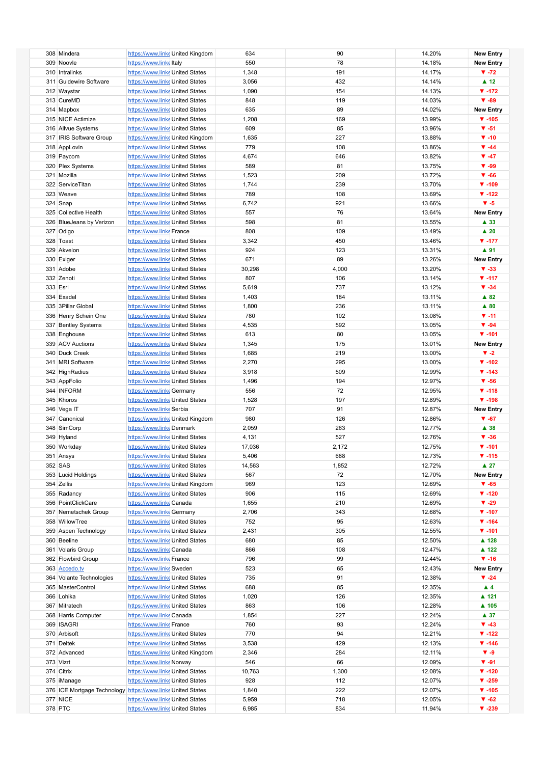| | | | | | | | |
|---|---|---|---|---|---|---|---|
| 308 | Mindera | https://www.linke | United Kingdom | 634 | 90 | 14.20% | New Entry |
| 309 | Noovle | https://www.linke | Italy | 550 | 78 | 14.18% | New Entry |
| 310 | Intralinks | https://www.linke | United States | 1,348 | 191 | 14.17% | ▼ -72 |
| 311 | Guidewire Software | https://www.linke | United States | 3,056 | 432 | 14.14% | ▲ 12 |
| 312 | Waystar | https://www.linke | United States | 1,090 | 154 | 14.13% | ▼ -172 |
| 313 | CureMD | https://www.linke | United States | 848 | 119 | 14.03% | ▼ -89 |
| 314 | Mapbox | https://www.linke | United States | 635 | 89 | 14.02% | New Entry |
| 315 | NICE Actimize | https://www.linke | United States | 1,208 | 169 | 13.99% | ▼ -105 |
| 316 | Allvue Systems | https://www.linke | United States | 609 | 85 | 13.96% | ▼ -51 |
| 317 | IRIS Software Group | https://www.linke | United Kingdom | 1,635 | 227 | 13.88% | ▼ -10 |
| 318 | AppLovin | https://www.linke | United States | 779 | 108 | 13.86% | ▼ -44 |
| 319 | Paycom | https://www.linke | United States | 4,674 | 646 | 13.82% | ▼ -47 |
| 320 | Plex Systems | https://www.linke | United States | 589 | 81 | 13.75% | ▼ -99 |
| 321 | Mozilla | https://www.linke | United States | 1,523 | 209 | 13.72% | ▼ -66 |
| 322 | ServiceTitan | https://www.linke | United States | 1,744 | 239 | 13.70% | ▼ -109 |
| 323 | Weave | https://www.linke | United States | 789 | 108 | 13.69% | ▼ -122 |
| 324 | Snap | https://www.linke | United States | 6,742 | 921 | 13.66% | ▼ -5 |
| 325 | Collective Health | https://www.linke | United States | 557 | 76 | 13.64% | New Entry |
| 326 | BlueJeans by Verizon | https://www.linke | United States | 598 | 81 | 13.55% | ▲ 33 |
| 327 | Odigo | https://www.linke | France | 808 | 109 | 13.49% | ▲ 20 |
| 328 | Toast | https://www.linke | United States | 3,342 | 450 | 13.46% | ▼ -177 |
| 329 | Akvelon | https://www.linke | United States | 924 | 123 | 13.31% | ▲ 91 |
| 330 | Exiger | https://www.linke | United States | 671 | 89 | 13.26% | New Entry |
| 331 | Adobe | https://www.linke | United States | 30,298 | 4,000 | 13.20% | ▼ -33 |
| 332 | Zenoti | https://www.linke | United States | 807 | 106 | 13.14% | ▼ -117 |
| 333 | Esri | https://www.linke | United States | 5,619 | 737 | 13.12% | ▼ -34 |
| 334 | Exadel | https://www.linke | United States | 1,403 | 184 | 13.11% | ▲ 82 |
| 335 | 3Pillar Global | https://www.linke | United States | 1,800 | 236 | 13.11% | ▲ 80 |
| 336 | Henry Schein One | https://www.linke | United States | 780 | 102 | 13.08% | ▼ -11 |
| 337 | Bentley Systems | https://www.linke | United States | 4,535 | 592 | 13.05% | ▼ -94 |
| 338 | Enghouse | https://www.linke | United States | 613 | 80 | 13.05% | ▼ -101 |
| 339 | ACV Auctions | https://www.linke | United States | 1,345 | 175 | 13.01% | New Entry |
| 340 | Duck Creek | https://www.linke | United States | 1,685 | 219 | 13.00% | ▼ -2 |
| 341 | MRI Software | https://www.linke | United States | 2,270 | 295 | 13.00% | ▼ -102 |
| 342 | HighRadius | https://www.linke | United States | 3,918 | 509 | 12.99% | ▼ -143 |
| 343 | AppFolio | https://www.linke | United States | 1,496 | 194 | 12.97% | ▼ -56 |
| 344 | INFORM | https://www.linke | Germany | 556 | 72 | 12.95% | ▼ -118 |
| 345 | Khoros | https://www.linke | United States | 1,528 | 197 | 12.89% | ▼ -198 |
| 346 | Vega IT | https://www.linke | Serbia | 707 | 91 | 12.87% | New Entry |
| 347 | Canonical | https://www.linke | United Kingdom | 980 | 126 | 12.86% | ▼ -67 |
| 348 | SimCorp | https://www.linke | Denmark | 2,059 | 263 | 12.77% | ▲ 38 |
| 349 | Hyland | https://www.linke | United States | 4,131 | 527 | 12.76% | ▼ -36 |
| 350 | Workday | https://www.linke | United States | 17,036 | 2,172 | 12.75% | ▼ -101 |
| 351 | Ansys | https://www.linke | United States | 5,406 | 688 | 12.73% | ▼ -115 |
| 352 | SAS | https://www.linke | United States | 14,563 | 1,852 | 12.72% | ▲ 27 |
| 353 | Lucid Holdings | https://www.linke | United States | 567 | 72 | 12.70% | New Entry |
| 354 | Zellis | https://www.linke | United Kingdom | 969 | 123 | 12.69% | ▼ -65 |
| 355 | Radancy | https://www.linke | United States | 906 | 115 | 12.69% | ▼ -120 |
| 356 | PointClickCare | https://www.linke | Canada | 1,655 | 210 | 12.69% | ▼ -29 |
| 357 | Nemetschek Group | https://www.linke | Germany | 2,706 | 343 | 12.68% | ▼ -107 |
| 358 | WillowTree | https://www.linke | United States | 752 | 95 | 12.63% | ▼ -164 |
| 359 | Aspen Technology | https://www.linke | United States | 2,431 | 305 | 12.55% | ▼ -101 |
| 360 | Beeline | https://www.linke | United States | 680 | 85 | 12.50% | ▲ 128 |
| 361 | Volaris Group | https://www.linke | Canada | 866 | 108 | 12.47% | ▲ 122 |
| 362 | Flowbird Group | https://www.linke | France | 796 | 99 | 12.44% | ▼ -16 |
| 363 | Accedo.tv | https://www.linke | Sweden | 523 | 65 | 12.43% | New Entry |
| 364 | Volante Technologies | https://www.linke | United States | 735 | 91 | 12.38% | ▼ -24 |
| 365 | MasterControl | https://www.linke | United States | 688 | 85 | 12.35% | ▲ 4 |
| 366 | Lohika | https://www.linke | United States | 1,020 | 126 | 12.35% | ▲ 121 |
| 367 | Mitratech | https://www.linke | United States | 863 | 106 | 12.28% | ▲ 105 |
| 368 | Harris Computer | https://www.linke | Canada | 1,854 | 227 | 12.24% | ▲ 37 |
| 369 | ISAGRI | https://www.linke | France | 760 | 93 | 12.24% | ▼ -43 |
| 370 | Arbisoft | https://www.linke | United States | 770 | 94 | 12.21% | ▼ -122 |
| 371 | Deltek | https://www.linke | United States | 3,538 | 429 | 12.13% | ▼ -146 |
| 372 | Advanced | https://www.linke | United Kingdom | 2,346 | 284 | 12.11% | ▼ -9 |
| 373 | Vizrt | https://www.linke | Norway | 546 | 66 | 12.09% | ▼ -91 |
| 374 | Citrix | https://www.linke | United States | 10,763 | 1,300 | 12.08% | ▼ -120 |
| 375 | iManage | https://www.linke | United States | 928 | 112 | 12.07% | ▼ -259 |
| 376 | ICE Mortgage Technology | https://www.linke | United States | 1,840 | 222 | 12.07% | ▼ -105 |
| 377 | NICE | https://www.linke | United States | 5,959 | 718 | 12.05% | ▼ -62 |
| 378 | PTC | https://www.linke | United States | 6,985 | 834 | 11.94% | ▼ -239 |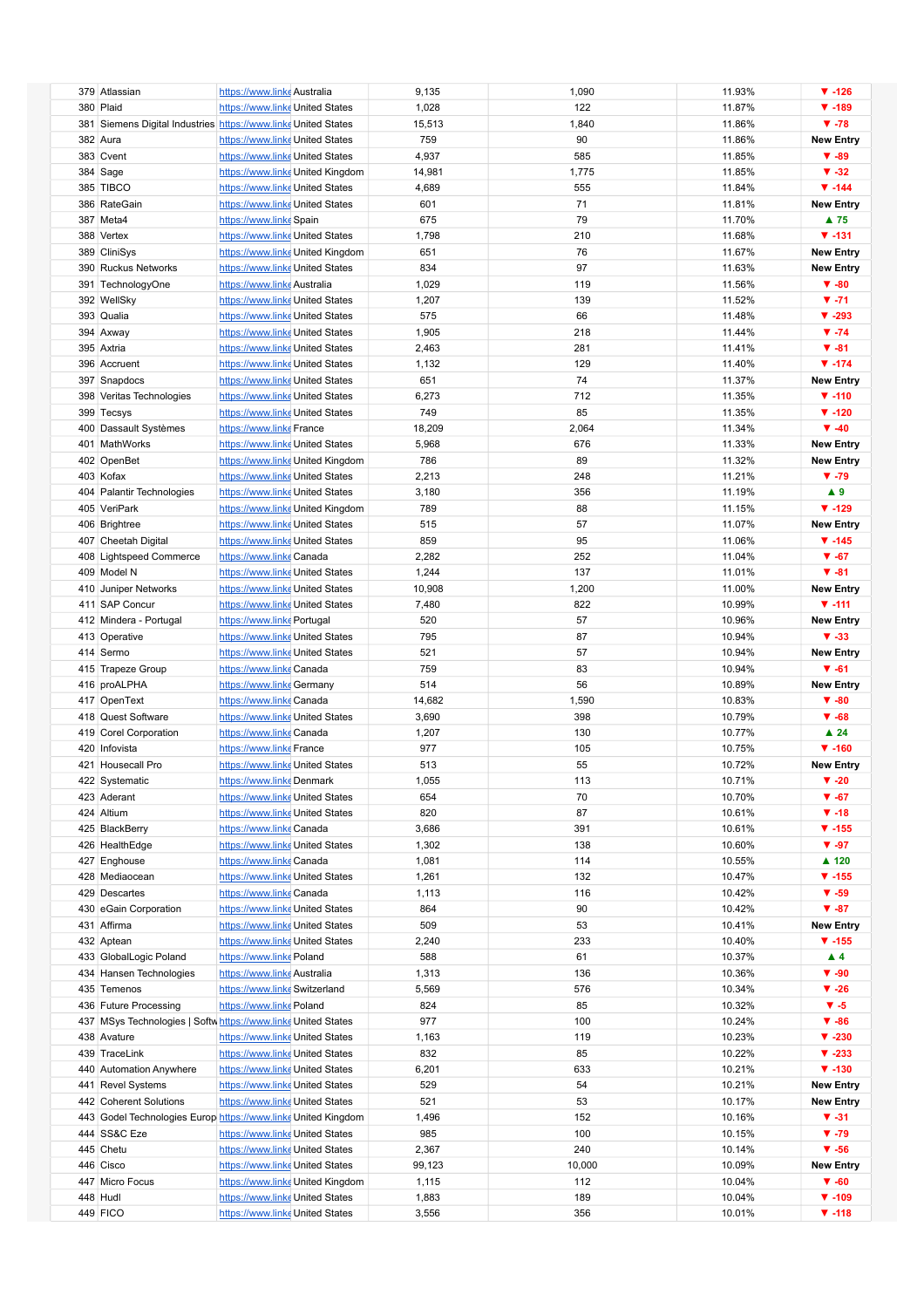| | | | | | | | |
|---|---|---|---|---|---|---|---|
| 379 | Atlassian | https://www.linke | Australia | 9,135 | 1,090 | 11.93% | ▼ -126 |
| 380 | Plaid | https://www.linke | United States | 1,028 | 122 | 11.87% | ▼ -189 |
| 381 | Siemens Digital Industries | https://www.linke | United States | 15,513 | 1,840 | 11.86% | ▼ -78 |
| 382 | Aura | https://www.linke | United States | 759 | 90 | 11.86% | New Entry |
| 383 | Cvent | https://www.linke | United States | 4,937 | 585 | 11.85% | ▼ -89 |
| 384 | Sage | https://www.linke | United Kingdom | 14,981 | 1,775 | 11.85% | ▼ -32 |
| 385 | TIBCO | https://www.linke | United States | 4,689 | 555 | 11.84% | ▼ -144 |
| 386 | RateGain | https://www.linke | United States | 601 | 71 | 11.81% | New Entry |
| 387 | Meta4 | https://www.linke | Spain | 675 | 79 | 11.70% | ▲ 75 |
| 388 | Vertex | https://www.linke | United States | 1,798 | 210 | 11.68% | ▼ -131 |
| 389 | CliniSys | https://www.linke | United Kingdom | 651 | 76 | 11.67% | New Entry |
| 390 | Ruckus Networks | https://www.linke | United States | 834 | 97 | 11.63% | New Entry |
| 391 | TechnologyOne | https://www.linke | Australia | 1,029 | 119 | 11.56% | ▼ -80 |
| 392 | WellSky | https://www.linke | United States | 1,207 | 139 | 11.52% | ▼ -71 |
| 393 | Qualia | https://www.linke | United States | 575 | 66 | 11.48% | ▼ -293 |
| 394 | Axway | https://www.linke | United States | 1,905 | 218 | 11.44% | ▼ -74 |
| 395 | Axtria | https://www.linke | United States | 2,463 | 281 | 11.41% | ▼ -81 |
| 396 | Accruent | https://www.linke | United States | 1,132 | 129 | 11.40% | ▼ -174 |
| 397 | Snapdocs | https://www.linke | United States | 651 | 74 | 11.37% | New Entry |
| 398 | Veritas Technologies | https://www.linke | United States | 6,273 | 712 | 11.35% | ▼ -110 |
| 399 | Tecsys | https://www.linke | United States | 749 | 85 | 11.35% | ▼ -120 |
| 400 | Dassault Systèmes | https://www.linke | France | 18,209 | 2,064 | 11.34% | ▼ -40 |
| 401 | MathWorks | https://www.linke | United States | 5,968 | 676 | 11.33% | New Entry |
| 402 | OpenBet | https://www.linke | United Kingdom | 786 | 89 | 11.32% | New Entry |
| 403 | Kofax | https://www.linke | United States | 2,213 | 248 | 11.21% | ▼ -79 |
| 404 | Palantir Technologies | https://www.linke | United States | 3,180 | 356 | 11.19% | ▲ 9 |
| 405 | VeriPark | https://www.linke | United Kingdom | 789 | 88 | 11.15% | ▼ -129 |
| 406 | Brightree | https://www.linke | United States | 515 | 57 | 11.07% | New Entry |
| 407 | Cheetah Digital | https://www.linke | United States | 859 | 95 | 11.06% | ▼ -145 |
| 408 | Lightspeed Commerce | https://www.linke | Canada | 2,282 | 252 | 11.04% | ▼ -67 |
| 409 | Model N | https://www.linke | United States | 1,244 | 137 | 11.01% | ▼ -81 |
| 410 | Juniper Networks | https://www.linke | United States | 10,908 | 1,200 | 11.00% | New Entry |
| 411 | SAP Concur | https://www.linke | United States | 7,480 | 822 | 10.99% | ▼ -111 |
| 412 | Mindera - Portugal | https://www.linke | Portugal | 520 | 57 | 10.96% | New Entry |
| 413 | Operative | https://www.linke | United States | 795 | 87 | 10.94% | ▼ -33 |
| 414 | Sermo | https://www.linke | United States | 521 | 57 | 10.94% | New Entry |
| 415 | Trapeze Group | https://www.linke | Canada | 759 | 83 | 10.94% | ▼ -61 |
| 416 | proALPHA | https://www.linke | Germany | 514 | 56 | 10.89% | New Entry |
| 417 | OpenText | https://www.linke | Canada | 14,682 | 1,590 | 10.83% | ▼ -80 |
| 418 | Quest Software | https://www.linke | United States | 3,690 | 398 | 10.79% | ▼ -68 |
| 419 | Corel Corporation | https://www.linke | Canada | 1,207 | 130 | 10.77% | ▲ 24 |
| 420 | Infovista | https://www.linke | France | 977 | 105 | 10.75% | ▼ -160 |
| 421 | Housecall Pro | https://www.linke | United States | 513 | 55 | 10.72% | New Entry |
| 422 | Systematic | https://www.linke | Denmark | 1,055 | 113 | 10.71% | ▼ -20 |
| 423 | Aderant | https://www.linke | United States | 654 | 70 | 10.70% | ▼ -67 |
| 424 | Altium | https://www.linke | United States | 820 | 87 | 10.61% | ▼ -18 |
| 425 | BlackBerry | https://www.linke | Canada | 3,686 | 391 | 10.61% | ▼ -155 |
| 426 | HealthEdge | https://www.linke | United States | 1,302 | 138 | 10.60% | ▼ -97 |
| 427 | Enghouse | https://www.linke | Canada | 1,081 | 114 | 10.55% | ▲ 120 |
| 428 | Mediaocean | https://www.linke | United States | 1,261 | 132 | 10.47% | ▼ -155 |
| 429 | Descartes | https://www.linke | Canada | 1,113 | 116 | 10.42% | ▼ -59 |
| 430 | eGain Corporation | https://www.linke | United States | 864 | 90 | 10.42% | ▼ -87 |
| 431 | Affirma | https://www.linke | United States | 509 | 53 | 10.41% | New Entry |
| 432 | Aptean | https://www.linke | United States | 2,240 | 233 | 10.40% | ▼ -155 |
| 433 | GlobalLogic Poland | https://www.linke | Poland | 588 | 61 | 10.37% | ▲ 4 |
| 434 | Hansen Technologies | https://www.linke | Australia | 1,313 | 136 | 10.36% | ▼ -90 |
| 435 | Temenos | https://www.linke | Switzerland | 5,569 | 576 | 10.34% | ▼ -26 |
| 436 | Future Processing | https://www.linke | Poland | 824 | 85 | 10.32% | ▼ -5 |
| 437 | MSys Technologies \| Softw | https://www.linke | United States | 977 | 100 | 10.24% | ▼ -86 |
| 438 | Avature | https://www.linke | United States | 1,163 | 119 | 10.23% | ▼ -230 |
| 439 | TraceLink | https://www.linke | United States | 832 | 85 | 10.22% | ▼ -233 |
| 440 | Automation Anywhere | https://www.linke | United States | 6,201 | 633 | 10.21% | ▼ -130 |
| 441 | Revel Systems | https://www.linke | United States | 529 | 54 | 10.21% | New Entry |
| 442 | Coherent Solutions | https://www.linke | United States | 521 | 53 | 10.17% | New Entry |
| 443 | Godel Technologies Europ | https://www.linke | United Kingdom | 1,496 | 152 | 10.16% | ▼ -31 |
| 444 | SS&C Eze | https://www.linke | United States | 985 | 100 | 10.15% | ▼ -79 |
| 445 | Chetu | https://www.linke | United States | 2,367 | 240 | 10.14% | ▼ -56 |
| 446 | Cisco | https://www.linke | United States | 99,123 | 10,000 | 10.09% | New Entry |
| 447 | Micro Focus | https://www.linke | United Kingdom | 1,115 | 112 | 10.04% | ▼ -60 |
| 448 | Hudl | https://www.linke | United States | 1,883 | 189 | 10.04% | ▼ -109 |
| 449 | FICO | https://www.linke | United States | 3,556 | 356 | 10.01% | ▼ -118 |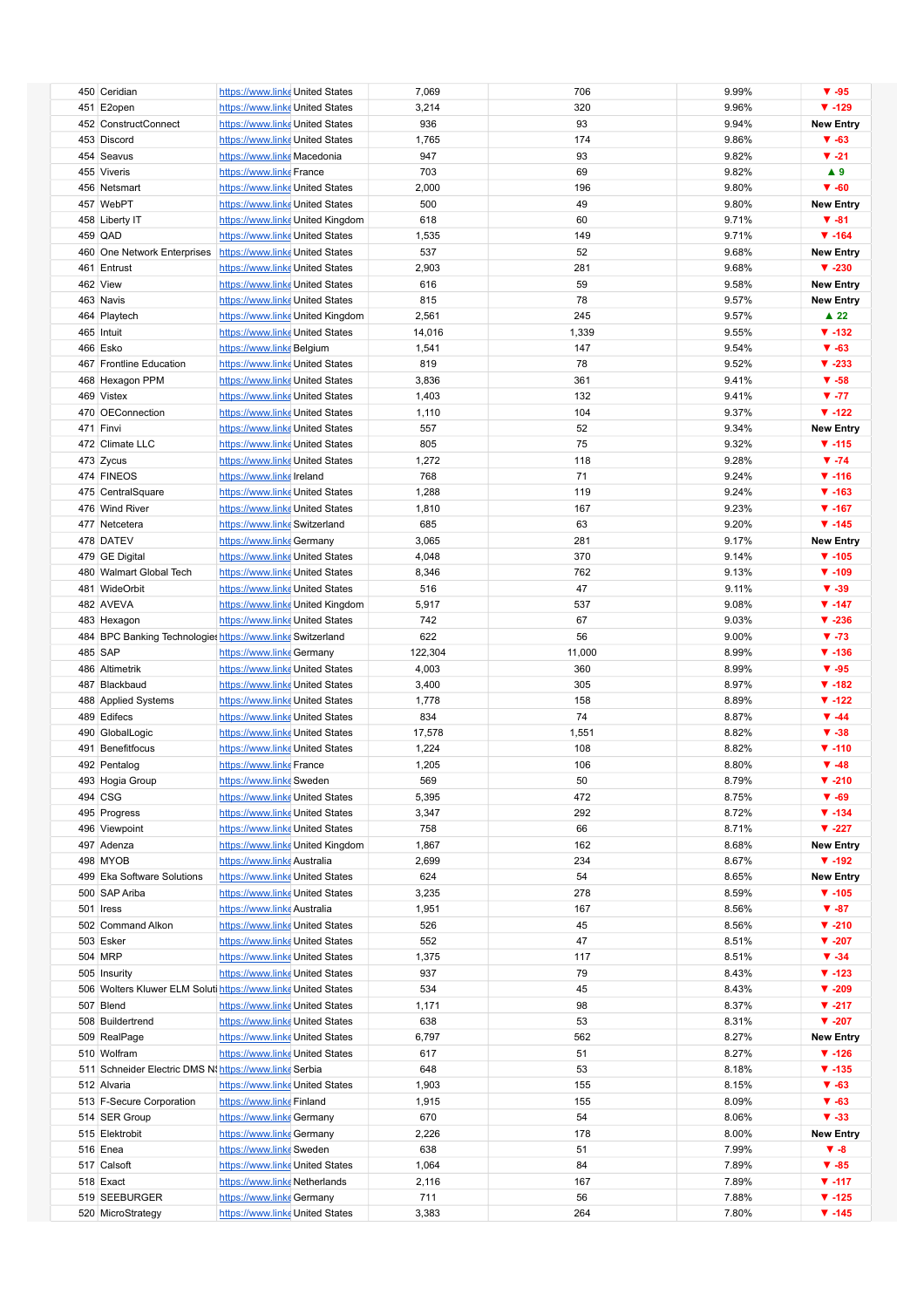| | | | | | | | |
|---|---|---|---|---|---|---|---|
| 450 | Ceridian | https://www.linke | United States | 7,069 | 706 | 9.99% | ▼ -95 |
| 451 | E2open | https://www.linke | United States | 3,214 | 320 | 9.96% | ▼ -129 |
| 452 | ConstructConnect | https://www.linke | United States | 936 | 93 | 9.94% | New Entry |
| 453 | Discord | https://www.linke | United States | 1,765 | 174 | 9.86% | ▼ -63 |
| 454 | Seavus | https://www.linke | Macedonia | 947 | 93 | 9.82% | ▼ -21 |
| 455 | Viveris | https://www.linke | France | 703 | 69 | 9.82% | ▲ 9 |
| 456 | Netsmart | https://www.linke | United States | 2,000 | 196 | 9.80% | ▼ -60 |
| 457 | WebPT | https://www.linke | United States | 500 | 49 | 9.80% | New Entry |
| 458 | Liberty IT | https://www.linke | United Kingdom | 618 | 60 | 9.71% | ▼ -81 |
| 459 | QAD | https://www.linke | United States | 1,535 | 149 | 9.71% | ▼ -164 |
| 460 | One Network Enterprises | https://www.linke | United States | 537 | 52 | 9.68% | New Entry |
| 461 | Entrust | https://www.linke | United States | 2,903 | 281 | 9.68% | ▼ -230 |
| 462 | View | https://www.linke | United States | 616 | 59 | 9.58% | New Entry |
| 463 | Navis | https://www.linke | United States | 815 | 78 | 9.57% | New Entry |
| 464 | Playtech | https://www.linke | United Kingdom | 2,561 | 245 | 9.57% | ▲ 22 |
| 465 | Intuit | https://www.linke | United States | 14,016 | 1,339 | 9.55% | ▼ -132 |
| 466 | Esko | https://www.linke | Belgium | 1,541 | 147 | 9.54% | ▼ -63 |
| 467 | Frontline Education | https://www.linke | United States | 819 | 78 | 9.52% | ▼ -233 |
| 468 | Hexagon PPM | https://www.linke | United States | 3,836 | 361 | 9.41% | ▼ -58 |
| 469 | Vistex | https://www.linke | United States | 1,403 | 132 | 9.41% | ▼ -77 |
| 470 | OEConnection | https://www.linke | United States | 1,110 | 104 | 9.37% | ▼ -122 |
| 471 | Finvi | https://www.linke | United States | 557 | 52 | 9.34% | New Entry |
| 472 | Climate LLC | https://www.linke | United States | 805 | 75 | 9.32% | ▼ -115 |
| 473 | Zycus | https://www.linke | United States | 1,272 | 118 | 9.28% | ▼ -74 |
| 474 | FINEOS | https://www.linke | Ireland | 768 | 71 | 9.24% | ▼ -116 |
| 475 | CentralSquare | https://www.linke | United States | 1,288 | 119 | 9.24% | ▼ -163 |
| 476 | Wind River | https://www.linke | United States | 1,810 | 167 | 9.23% | ▼ -167 |
| 477 | Netcetera | https://www.linke | Switzerland | 685 | 63 | 9.20% | ▼ -145 |
| 478 | DATEV | https://www.linke | Germany | 3,065 | 281 | 9.17% | New Entry |
| 479 | GE Digital | https://www.linke | United States | 4,048 | 370 | 9.14% | ▼ -105 |
| 480 | Walmart Global Tech | https://www.linke | United States | 8,346 | 762 | 9.13% | ▼ -109 |
| 481 | WideOrbit | https://www.linke | United States | 516 | 47 | 9.11% | ▼ -39 |
| 482 | AVEVA | https://www.linke | United Kingdom | 5,917 | 537 | 9.08% | ▼ -147 |
| 483 | Hexagon | https://www.linke | United States | 742 | 67 | 9.03% | ▼ -236 |
| 484 | BPC Banking Technologies | https://www.linke | Switzerland | 622 | 56 | 9.00% | ▼ -73 |
| 485 | SAP | https://www.linke | Germany | 122,304 | 11,000 | 8.99% | ▼ -136 |
| 486 | Altimetrik | https://www.linke | United States | 4,003 | 360 | 8.99% | ▼ -95 |
| 487 | Blackbaud | https://www.linke | United States | 3,400 | 305 | 8.97% | ▼ -182 |
| 488 | Applied Systems | https://www.linke | United States | 1,778 | 158 | 8.89% | ▼ -122 |
| 489 | Edifecs | https://www.linke | United States | 834 | 74 | 8.87% | ▼ -44 |
| 490 | GlobalLogic | https://www.linke | United States | 17,578 | 1,551 | 8.82% | ▼ -38 |
| 491 | Benefitfocus | https://www.linke | United States | 1,224 | 108 | 8.82% | ▼ -110 |
| 492 | Pentalog | https://www.linke | France | 1,205 | 106 | 8.80% | ▼ -48 |
| 493 | Hogia Group | https://www.linke | Sweden | 569 | 50 | 8.79% | ▼ -210 |
| 494 | CSG | https://www.linke | United States | 5,395 | 472 | 8.75% | ▼ -69 |
| 495 | Progress | https://www.linke | United States | 3,347 | 292 | 8.72% | ▼ -134 |
| 496 | Viewpoint | https://www.linke | United States | 758 | 66 | 8.71% | ▼ -227 |
| 497 | Adenza | https://www.linke | United Kingdom | 1,867 | 162 | 8.68% | New Entry |
| 498 | MYOB | https://www.linke | Australia | 2,699 | 234 | 8.67% | ▼ -192 |
| 499 | Eka Software Solutions | https://www.linke | United States | 624 | 54 | 8.65% | New Entry |
| 500 | SAP Ariba | https://www.linke | United States | 3,235 | 278 | 8.59% | ▼ -105 |
| 501 | Iress | https://www.linke | Australia | 1,951 | 167 | 8.56% | ▼ -87 |
| 502 | Command Alkon | https://www.linke | United States | 526 | 45 | 8.56% | ▼ -210 |
| 503 | Esker | https://www.linke | United States | 552 | 47 | 8.51% | ▼ -207 |
| 504 | MRP | https://www.linke | United States | 1,375 | 117 | 8.51% | ▼ -34 |
| 505 | Insurity | https://www.linke | United States | 937 | 79 | 8.43% | ▼ -123 |
| 506 | Wolters Kluwer ELM Soluti | https://www.linke | United States | 534 | 45 | 8.43% | ▼ -209 |
| 507 | Blend | https://www.linke | United States | 1,171 | 98 | 8.37% | ▼ -217 |
| 508 | Buildertrend | https://www.linke | United States | 638 | 53 | 8.31% | ▼ -207 |
| 509 | RealPage | https://www.linke | United States | 6,797 | 562 | 8.27% | New Entry |
| 510 | Wolfram | https://www.linke | United States | 617 | 51 | 8.27% | ▼ -126 |
| 511 | Schneider Electric DMS NS | https://www.linke | Serbia | 648 | 53 | 8.18% | ▼ -135 |
| 512 | Alvaria | https://www.linke | United States | 1,903 | 155 | 8.15% | ▼ -63 |
| 513 | F-Secure Corporation | https://www.linke | Finland | 1,915 | 155 | 8.09% | ▼ -63 |
| 514 | SER Group | https://www.linke | Germany | 670 | 54 | 8.06% | ▼ -33 |
| 515 | Elektrobit | https://www.linke | Germany | 2,226 | 178 | 8.00% | New Entry |
| 516 | Enea | https://www.linke | Sweden | 638 | 51 | 7.99% | ▼ -8 |
| 517 | Calsoft | https://www.linke | United States | 1,064 | 84 | 7.89% | ▼ -85 |
| 518 | Exact | https://www.linke | Netherlands | 2,116 | 167 | 7.89% | ▼ -117 |
| 519 | SEEBURGER | https://www.linke | Germany | 711 | 56 | 7.88% | ▼ -125 |
| 520 | MicroStrategy | https://www.linke | United States | 3,383 | 264 | 7.80% | ▼ -145 |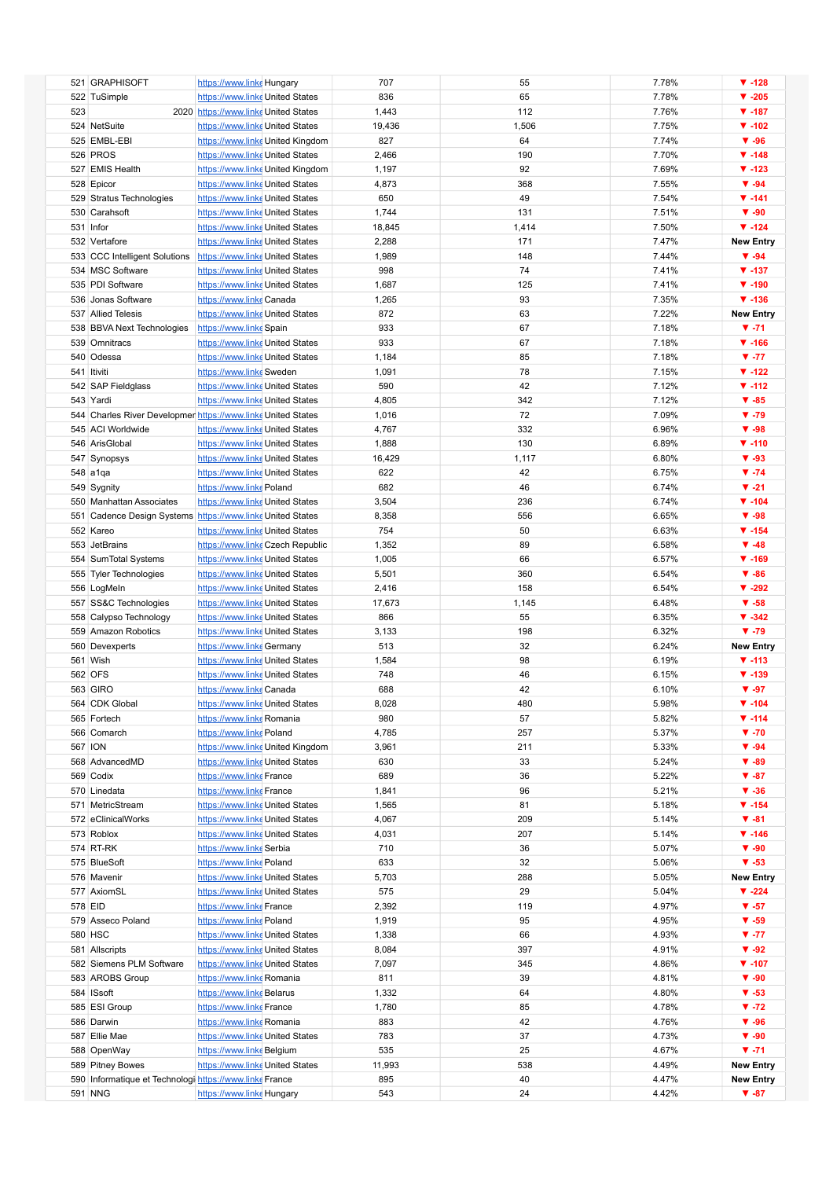| | | | | | | |
|---|---|---|---|---|---|---|
| 521 | GRAPHISOFT | https://www.linke | Hungary | 707 | 55 | 7.78% | ▼ -128 |
| 522 | TuSimple | https://www.linke | United States | 836 | 65 | 7.78% | ▼ -205 |
| 523 | 2020 | https://www.linke | United States | 1,443 | 112 | 7.76% | ▼ -187 |
| 524 | NetSuite | https://www.linke | United States | 19,436 | 1,506 | 7.75% | ▼ -102 |
| 525 | EMBL-EBI | https://www.linke | United Kingdom | 827 | 64 | 7.74% | ▼ -96 |
| 526 | PROS | https://www.linke | United States | 2,466 | 190 | 7.70% | ▼ -148 |
| 527 | EMIS Health | https://www.linke | United Kingdom | 1,197 | 92 | 7.69% | ▼ -123 |
| 528 | Epicor | https://www.linke | United States | 4,873 | 368 | 7.55% | ▼ -94 |
| 529 | Stratus Technologies | https://www.linke | United States | 650 | 49 | 7.54% | ▼ -141 |
| 530 | Carahsoft | https://www.linke | United States | 1,744 | 131 | 7.51% | ▼ -90 |
| 531 | Infor | https://www.linke | United States | 18,845 | 1,414 | 7.50% | ▼ -124 |
| 532 | Vertafore | https://www.linke | United States | 2,288 | 171 | 7.47% | New Entry |
| 533 | CCC Intelligent Solutions | https://www.linke | United States | 1,989 | 148 | 7.44% | ▼ -94 |
| 534 | MSC Software | https://www.linke | United States | 998 | 74 | 7.41% | ▼ -137 |
| 535 | PDI Software | https://www.linke | United States | 1,687 | 125 | 7.41% | ▼ -190 |
| 536 | Jonas Software | https://www.linke | Canada | 1,265 | 93 | 7.35% | ▼ -136 |
| 537 | Allied Telesis | https://www.linke | United States | 872 | 63 | 7.22% | New Entry |
| 538 | BBVA Next Technologies | https://www.linke | Spain | 933 | 67 | 7.18% | ▼ -71 |
| 539 | Omnitracs | https://www.linke | United States | 933 | 67 | 7.18% | ▼ -166 |
| 540 | Odessa | https://www.linke | United States | 1,184 | 85 | 7.18% | ▼ -77 |
| 541 | Itiviti | https://www.linke | Sweden | 1,091 | 78 | 7.15% | ▼ -122 |
| 542 | SAP Fieldglass | https://www.linke | United States | 590 | 42 | 7.12% | ▼ -112 |
| 543 | Yardi | https://www.linke | United States | 4,805 | 342 | 7.12% | ▼ -85 |
| 544 | Charles River Developmer | https://www.linke | United States | 1,016 | 72 | 7.09% | ▼ -79 |
| 545 | ACI Worldwide | https://www.linke | United States | 4,767 | 332 | 6.96% | ▼ -98 |
| 546 | ArisGlobal | https://www.linke | United States | 1,888 | 130 | 6.89% | ▼ -110 |
| 547 | Synopsys | https://www.linke | United States | 16,429 | 1,117 | 6.80% | ▼ -93 |
| 548 | a1qa | https://www.linke | United States | 622 | 42 | 6.75% | ▼ -74 |
| 549 | Sygnity | https://www.linke | Poland | 682 | 46 | 6.74% | ▼ -21 |
| 550 | Manhattan Associates | https://www.linke | United States | 3,504 | 236 | 6.74% | ▼ -104 |
| 551 | Cadence Design Systems | https://www.linke | United States | 8,358 | 556 | 6.65% | ▼ -98 |
| 552 | Kareo | https://www.linke | United States | 754 | 50 | 6.63% | ▼ -154 |
| 553 | JetBrains | https://www.linke | Czech Republic | 1,352 | 89 | 6.58% | ▼ -48 |
| 554 | SumTotal Systems | https://www.linke | United States | 1,005 | 66 | 6.57% | ▼ -169 |
| 555 | Tyler Technologies | https://www.linke | United States | 5,501 | 360 | 6.54% | ▼ -86 |
| 556 | LogMeIn | https://www.linke | United States | 2,416 | 158 | 6.54% | ▼ -292 |
| 557 | SS&C Technologies | https://www.linke | United States | 17,673 | 1,145 | 6.48% | ▼ -58 |
| 558 | Calypso Technology | https://www.linke | United States | 866 | 55 | 6.35% | ▼ -342 |
| 559 | Amazon Robotics | https://www.linke | United States | 3,133 | 198 | 6.32% | ▼ -79 |
| 560 | Devexperts | https://www.linke | Germany | 513 | 32 | 6.24% | New Entry |
| 561 | Wish | https://www.linke | United States | 1,584 | 98 | 6.19% | ▼ -113 |
| 562 | OFS | https://www.linke | United States | 748 | 46 | 6.15% | ▼ -139 |
| 563 | GIRO | https://www.linke | Canada | 688 | 42 | 6.10% | ▼ -97 |
| 564 | CDK Global | https://www.linke | United States | 8,028 | 480 | 5.98% | ▼ -104 |
| 565 | Fortech | https://www.linke | Romania | 980 | 57 | 5.82% | ▼ -114 |
| 566 | Comarch | https://www.linke | Poland | 4,785 | 257 | 5.37% | ▼ -70 |
| 567 | ION | https://www.linke | United Kingdom | 3,961 | 211 | 5.33% | ▼ -94 |
| 568 | AdvancedMD | https://www.linke | United States | 630 | 33 | 5.24% | ▼ -89 |
| 569 | Codix | https://www.linke | France | 689 | 36 | 5.22% | ▼ -87 |
| 570 | Linedata | https://www.linke | France | 1,841 | 96 | 5.21% | ▼ -36 |
| 571 | MetricStream | https://www.linke | United States | 1,565 | 81 | 5.18% | ▼ -154 |
| 572 | eClinicalWorks | https://www.linke | United States | 4,067 | 209 | 5.14% | ▼ -81 |
| 573 | Roblox | https://www.linke | United States | 4,031 | 207 | 5.14% | ▼ -146 |
| 574 | RT-RK | https://www.linke | Serbia | 710 | 36 | 5.07% | ▼ -90 |
| 575 | BlueSoft | https://www.linke | Poland | 633 | 32 | 5.06% | ▼ -53 |
| 576 | Mavenir | https://www.linke | United States | 5,703 | 288 | 5.05% | New Entry |
| 577 | AxiomSL | https://www.linke | United States | 575 | 29 | 5.04% | ▼ -224 |
| 578 | EID | https://www.linke | France | 2,392 | 119 | 4.97% | ▼ -57 |
| 579 | Asseco Poland | https://www.linke | Poland | 1,919 | 95 | 4.95% | ▼ -59 |
| 580 | HSC | https://www.linke | United States | 1,338 | 66 | 4.93% | ▼ -77 |
| 581 | Allscripts | https://www.linke | United States | 8,084 | 397 | 4.91% | ▼ -92 |
| 582 | Siemens PLM Software | https://www.linke | United States | 7,097 | 345 | 4.86% | ▼ -107 |
| 583 | AROBS Group | https://www.linke | Romania | 811 | 39 | 4.81% | ▼ -90 |
| 584 | ISsoft | https://www.linke | Belarus | 1,332 | 64 | 4.80% | ▼ -53 |
| 585 | ESI Group | https://www.linke | France | 1,780 | 85 | 4.78% | ▼ -72 |
| 586 | Darwin | https://www.linke | Romania | 883 | 42 | 4.76% | ▼ -96 |
| 587 | Ellie Mae | https://www.linke | United States | 783 | 37 | 4.73% | ▼ -90 |
| 588 | OpenWay | https://www.linke | Belgium | 535 | 25 | 4.67% | ▼ -71 |
| 589 | Pitney Bowes | https://www.linke | United States | 11,993 | 538 | 4.49% | New Entry |
| 590 | Informatique et Technologi | https://www.linke | France | 895 | 40 | 4.47% | New Entry |
| 591 | NNG | https://www.linke | Hungary | 543 | 24 | 4.42% | ▼ -87 |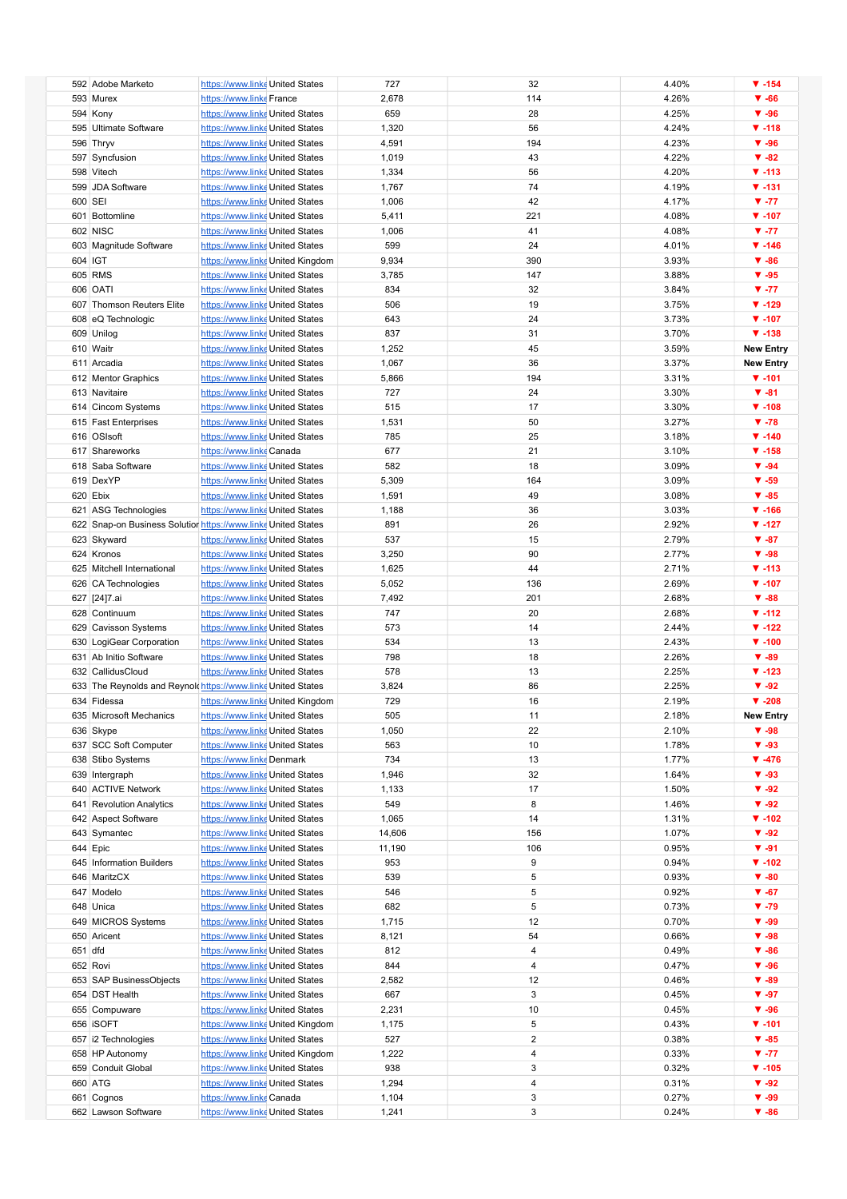| | | | | | | |
|---|---|---|---|---|---|---|
| 592 Adobe Marketo | https://www.linke | United States | 727 | 32 | 4.40% | ▼ -154 |
| 593 Murex | https://www.linke | France | 2,678 | 114 | 4.26% | ▼ -66 |
| 594 Kony | https://www.linke | United States | 659 | 28 | 4.25% | ▼ -96 |
| 595 Ultimate Software | https://www.linke | United States | 1,320 | 56 | 4.24% | ▼ -118 |
| 596 Thryv | https://www.linke | United States | 4,591 | 194 | 4.23% | ▼ -96 |
| 597 Syncfusion | https://www.linke | United States | 1,019 | 43 | 4.22% | ▼ -82 |
| 598 Vitech | https://www.linke | United States | 1,334 | 56 | 4.20% | ▼ -113 |
| 599 JDA Software | https://www.linke | United States | 1,767 | 74 | 4.19% | ▼ -131 |
| 600 SEI | https://www.linke | United States | 1,006 | 42 | 4.17% | ▼ -77 |
| 601 Bottomline | https://www.linke | United States | 5,411 | 221 | 4.08% | ▼ -107 |
| 602 NISC | https://www.linke | United States | 1,006 | 41 | 4.08% | ▼ -77 |
| 603 Magnitude Software | https://www.linke | United States | 599 | 24 | 4.01% | ▼ -146 |
| 604 IGT | https://www.linke | United Kingdom | 9,934 | 390 | 3.93% | ▼ -86 |
| 605 RMS | https://www.linke | United States | 3,785 | 147 | 3.88% | ▼ -95 |
| 606 OATI | https://www.linke | United States | 834 | 32 | 3.84% | ▼ -77 |
| 607 Thomson Reuters Elite | https://www.linke | United States | 506 | 19 | 3.75% | ▼ -129 |
| 608 eQ Technologic | https://www.linke | United States | 643 | 24 | 3.73% | ▼ -107 |
| 609 Unilog | https://www.linke | United States | 837 | 31 | 3.70% | ▼ -138 |
| 610 Waitr | https://www.linke | United States | 1,252 | 45 | 3.59% | **New Entry** |
| 611 Arcadia | https://www.linke | United States | 1,067 | 36 | 3.37% | **New Entry** |
| 612 Mentor Graphics | https://www.linke | United States | 5,866 | 194 | 3.31% | ▼ -101 |
| 613 Navitaire | https://www.linke | United States | 727 | 24 | 3.30% | ▼ -81 |
| 614 Cincom Systems | https://www.linke | United States | 515 | 17 | 3.30% | ▼ -108 |
| 615 Fast Enterprises | https://www.linke | United States | 1,531 | 50 | 3.27% | ▼ -78 |
| 616 OSIsoft | https://www.linke | United States | 785 | 25 | 3.18% | ▼ -140 |
| 617 Shareworks | https://www.linke | Canada | 677 | 21 | 3.10% | ▼ -158 |
| 618 Saba Software | https://www.linke | United States | 582 | 18 | 3.09% | ▼ -94 |
| 619 DexYP | https://www.linke | United States | 5,309 | 164 | 3.09% | ▼ -59 |
| 620 Ebix | https://www.linke | United States | 1,591 | 49 | 3.08% | ▼ -85 |
| 621 ASG Technologies | https://www.linke | United States | 1,188 | 36 | 3.03% | ▼ -166 |
| 622 Snap-on Business Solutior | https://www.linke | United States | 891 | 26 | 2.92% | ▼ -127 |
| 623 Skyward | https://www.linke | United States | 537 | 15 | 2.79% | ▼ -87 |
| 624 Kronos | https://www.linke | United States | 3,250 | 90 | 2.77% | ▼ -98 |
| 625 Mitchell International | https://www.linke | United States | 1,625 | 44 | 2.71% | ▼ -113 |
| 626 CA Technologies | https://www.linke | United States | 5,052 | 136 | 2.69% | ▼ -107 |
| 627 [24]7.ai | https://www.linke | United States | 7,492 | 201 | 2.68% | ▼ -88 |
| 628 Continuum | https://www.linke | United States | 747 | 20 | 2.68% | ▼ -112 |
| 629 Cavisson Systems | https://www.linke | United States | 573 | 14 | 2.44% | ▼ -122 |
| 630 LogiGear Corporation | https://www.linke | United States | 534 | 13 | 2.43% | ▼ -100 |
| 631 Ab Initio Software | https://www.linke | United States | 798 | 18 | 2.26% | ▼ -89 |
| 632 CallidusCloud | https://www.linke | United States | 578 | 13 | 2.25% | ▼ -123 |
| 633 The Reynolds and Reynold | https://www.linke | United States | 3,824 | 86 | 2.25% | ▼ -92 |
| 634 Fidessa | https://www.linke | United Kingdom | 729 | 16 | 2.19% | ▼ -208 |
| 635 Microsoft Mechanics | https://www.linke | United States | 505 | 11 | 2.18% | **New Entry** |
| 636 Skype | https://www.linke | United States | 1,050 | 22 | 2.10% | ▼ -98 |
| 637 SCC Soft Computer | https://www.linke | United States | 563 | 10 | 1.78% | ▼ -93 |
| 638 Stibo Systems | https://www.linke | Denmark | 734 | 13 | 1.77% | ▼ -476 |
| 639 Intergraph | https://www.linke | United States | 1,946 | 32 | 1.64% | ▼ -93 |
| 640 ACTIVE Network | https://www.linke | United States | 1,133 | 17 | 1.50% | ▼ -92 |
| 641 Revolution Analytics | https://www.linke | United States | 549 | 8 | 1.46% | ▼ -92 |
| 642 Aspect Software | https://www.linke | United States | 1,065 | 14 | 1.31% | ▼ -102 |
| 643 Symantec | https://www.linke | United States | 14,606 | 156 | 1.07% | ▼ -92 |
| 644 Epic | https://www.linke | United States | 11,190 | 106 | 0.95% | ▼ -91 |
| 645 Information Builders | https://www.linke | United States | 953 | 9 | 0.94% | ▼ -102 |
| 646 MaritzCX | https://www.linke | United States | 539 | 5 | 0.93% | ▼ -80 |
| 647 Modelo | https://www.linke | United States | 546 | 5 | 0.92% | ▼ -67 |
| 648 Unica | https://www.linke | United States | 682 | 5 | 0.73% | ▼ -79 |
| 649 MICROS Systems | https://www.linke | United States | 1,715 | 12 | 0.70% | ▼ -99 |
| 650 Aricent | https://www.linke | United States | 8,121 | 54 | 0.66% | ▼ -98 |
| 651 dfd | https://www.linke | United States | 812 | 4 | 0.49% | ▼ -86 |
| 652 Rovi | https://www.linke | United States | 844 | 4 | 0.47% | ▼ -96 |
| 653 SAP BusinessObjects | https://www.linke | United States | 2,582 | 12 | 0.46% | ▼ -89 |
| 654 DST Health | https://www.linke | United States | 667 | 3 | 0.45% | ▼ -97 |
| 655 Compuware | https://www.linke | United States | 2,231 | 10 | 0.45% | ▼ -96 |
| 656 iSOFT | https://www.linke | United Kingdom | 1,175 | 5 | 0.43% | ▼ -101 |
| 657 i2 Technologies | https://www.linke | United States | 527 | 2 | 0.38% | ▼ -85 |
| 658 HP Autonomy | https://www.linke | United Kingdom | 1,222 | 4 | 0.33% | ▼ -77 |
| 659 Conduit Global | https://www.linke | United States | 938 | 3 | 0.32% | ▼ -105 |
| 660 ATG | https://www.linke | United States | 1,294 | 4 | 0.31% | ▼ -92 |
| 661 Cognos | https://www.linke | Canada | 1,104 | 3 | 0.27% | ▼ -99 |
| 662 Lawson Software | https://www.linke | United States | 1,241 | 3 | 0.24% | ▼ -86 |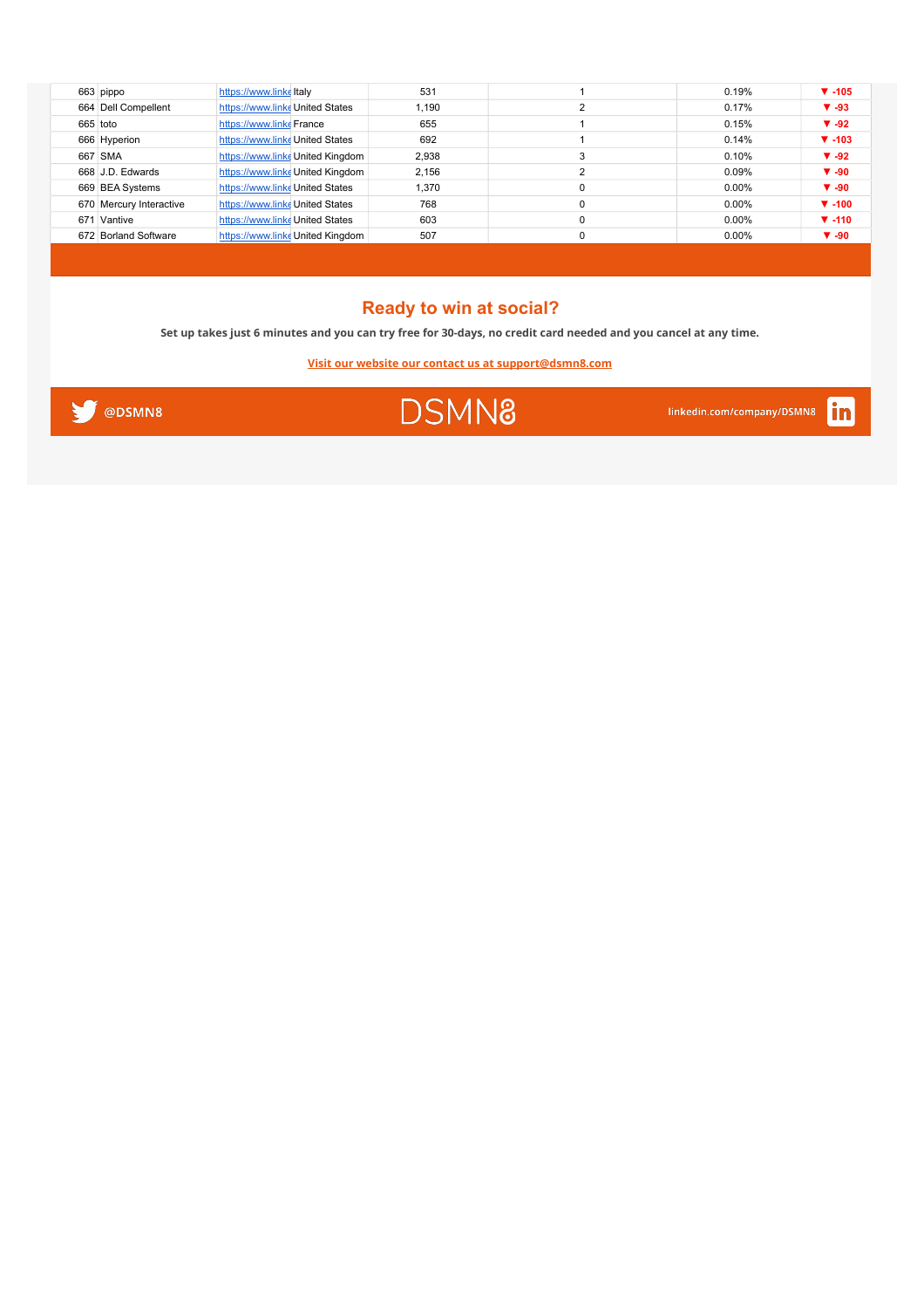| | | | | | | | |
|---|---|---|---|---|---|---|---|
| 663 | pippo | https://www.linke | Italy | 531 | 1 | 0.19% | ▼ -105 |
| 664 | Dell Compellent | https://www.linke | United States | 1,190 | 2 | 0.17% | ▼ -93 |
| 665 | toto | https://www.linke | France | 655 | 1 | 0.15% | ▼ -92 |
| 666 | Hyperion | https://www.linke | United States | 692 | 1 | 0.14% | ▼ -103 |
| 667 | SMA | https://www.linke | United Kingdom | 2,938 | 3 | 0.10% | ▼ -92 |
| 668 | J.D. Edwards | https://www.linke | United Kingdom | 2,156 | 2 | 0.09% | ▼ -90 |
| 669 | BEA Systems | https://www.linke | United States | 1,370 | 0 | 0.00% | ▼ -90 |
| 670 | Mercury Interactive | https://www.linke | United States | 768 | 0 | 0.00% | ▼ -100 |
| 671 | Vantive | https://www.linke | United States | 603 | 0 | 0.00% | ▼ -110 |
| 672 | Borland Software | https://www.linke | United Kingdom | 507 | 0 | 0.00% | ▼ -90 |

## Ready to win at social?

**Set up takes just 6 minutes and you can try free for 30-days, no credit card needed and you cancel at any time.**

**Visit our website our contact us at support@dsmn8.com**

@DSMN8

DSMN8

linkedin.com/company/DSMN8